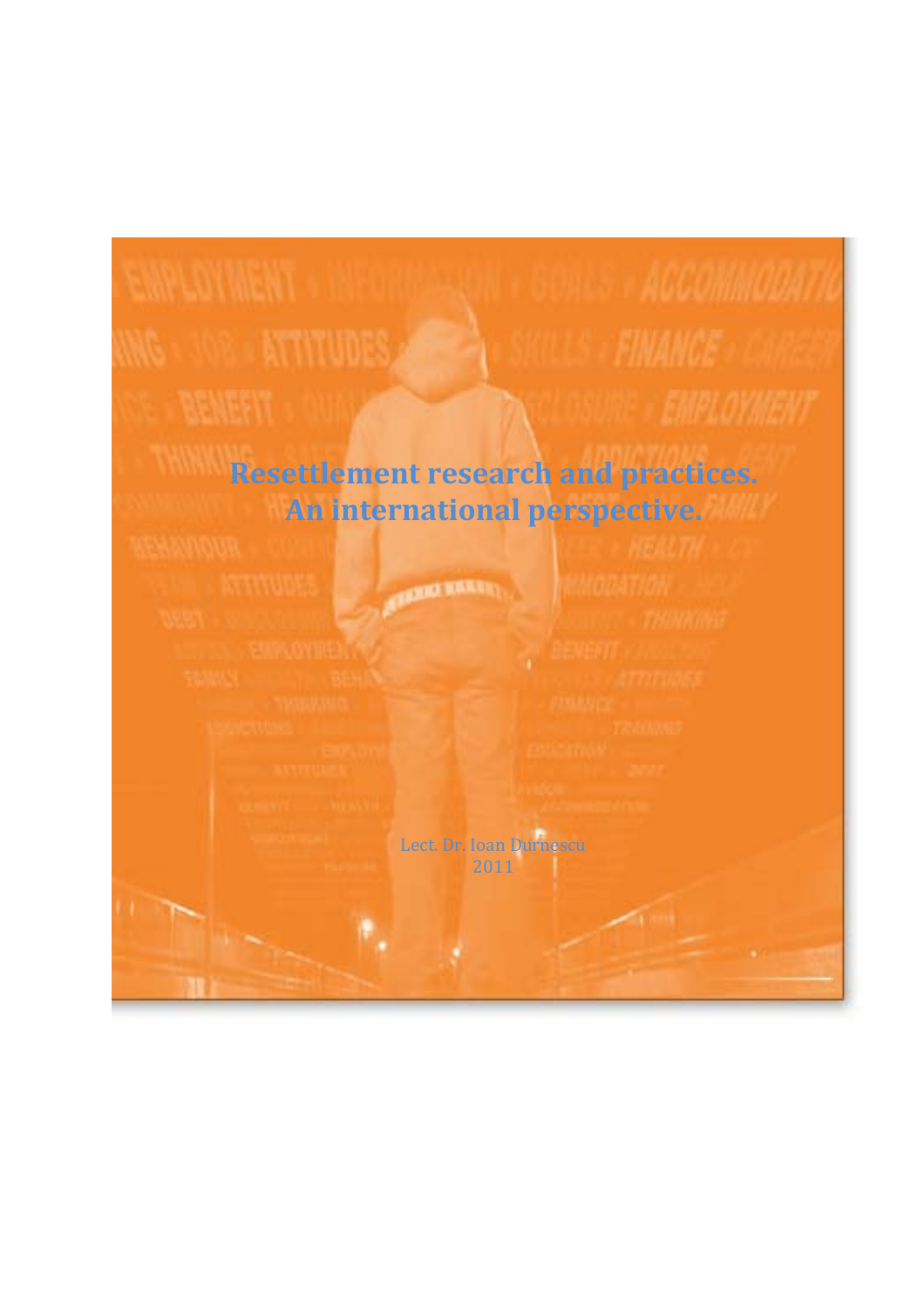# Resettlement research and practices. An international perspective.

Lect. Dr. Ioan Durnescu

2011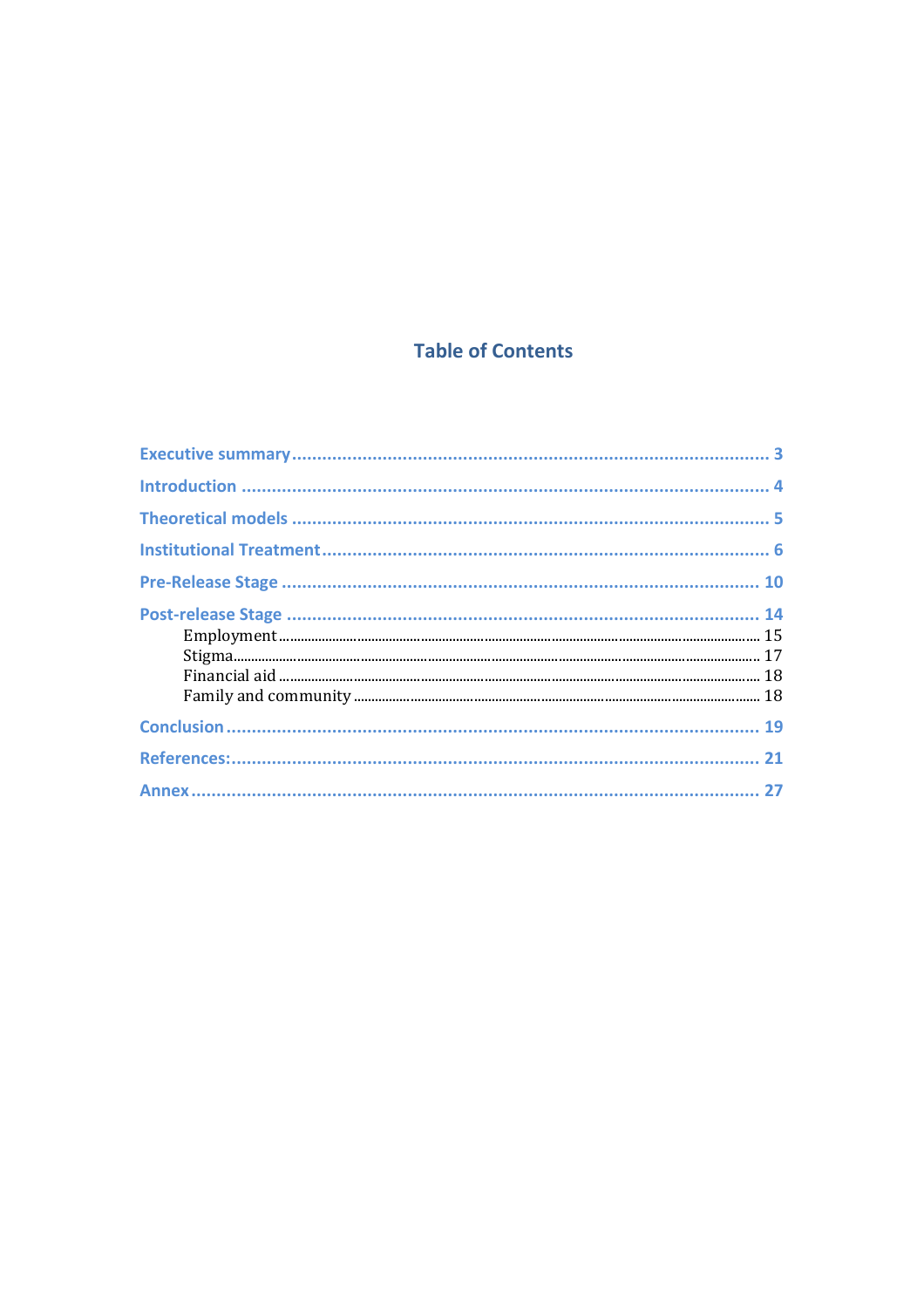# Table of Contents

Executive summary ........................................................................................ 3

Introduction ................................................................................................ 4

Theoretical models ...................................................................................... 5

Institutional Treatment ............................................................................... 6

Pre-Release Stage ....................................................................................... 10

Post-release Stage ...................................................................................... 14

- Employment ............................................................................................ 15
- Stigma ..................................................................................................... 17
- Financial aid ............................................................................................ 18
- Family and community ............................................................................ 18

Conclusion .................................................................................................. 19

References: ................................................................................................. 21

Annex ......................................................................................................... 27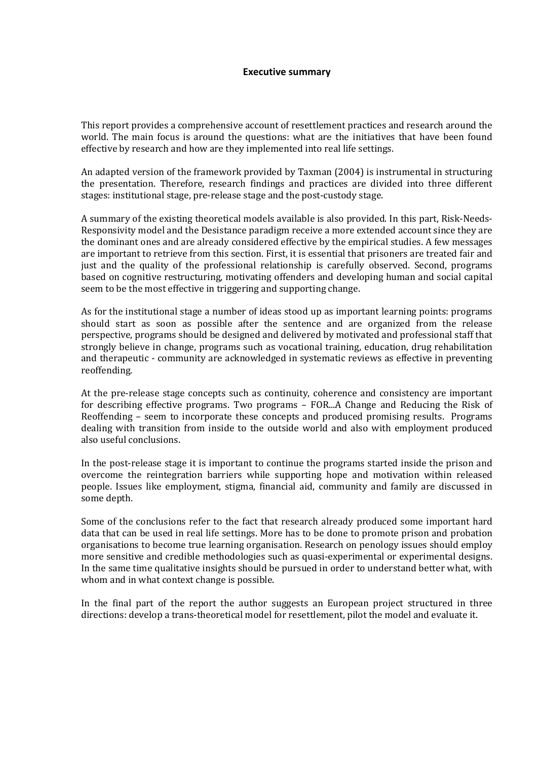## Executive summary

This report provides a comprehensive account of resettlement practices and research around the world. The main focus is around the questions: what are the initiatives that have been found effective by research and how are they implemented into real life settings.

An adapted version of the framework provided by Taxman (2004) is instrumental in structuring the presentation. Therefore, research findings and practices are divided into three different stages: institutional stage, pre-release stage and the post-custody stage.

A summary of the existing theoretical models available is also provided. In this part, Risk-Needs-Responsivity model and the Desistance paradigm receive a more extended account since they are the dominant ones and are already considered effective by the empirical studies. A few messages are important to retrieve from this section. First, it is essential that prisoners are treated fair and just and the quality of the professional relationship is carefully observed. Second, programs based on cognitive restructuring, motivating offenders and developing human and social capital seem to be the most effective in triggering and supporting change.

As for the institutional stage a number of ideas stood up as important learning points: programs should start as soon as possible after the sentence and are organized from the release perspective, programs should be designed and delivered by motivated and professional staff that strongly believe in change, programs such as vocational training, education, drug rehabilitation and therapeutic - community are acknowledged in systematic reviews as effective in preventing reoffending.

At the pre-release stage concepts such as continuity, coherence and consistency are important for describing effective programs. Two programs – FOR...A Change and Reducing the Risk of Reoffending – seem to incorporate these concepts and produced promising results. Programs dealing with transition from inside to the outside world and also with employment produced also useful conclusions.

In the post-release stage it is important to continue the programs started inside the prison and overcome the reintegration barriers while supporting hope and motivation within released people. Issues like employment, stigma, financial aid, community and family are discussed in some depth.

Some of the conclusions refer to the fact that research already produced some important hard data that can be used in real life settings. More has to be done to promote prison and probation organisations to become true learning organisation. Research on penology issues should employ more sensitive and credible methodologies such as quasi-experimental or experimental designs. In the same time qualitative insights should be pursued in order to understand better what, with whom and in what context change is possible.

In the final part of the report the author suggests an European project structured in three directions: develop a trans-theoretical model for resettlement, pilot the model and evaluate it.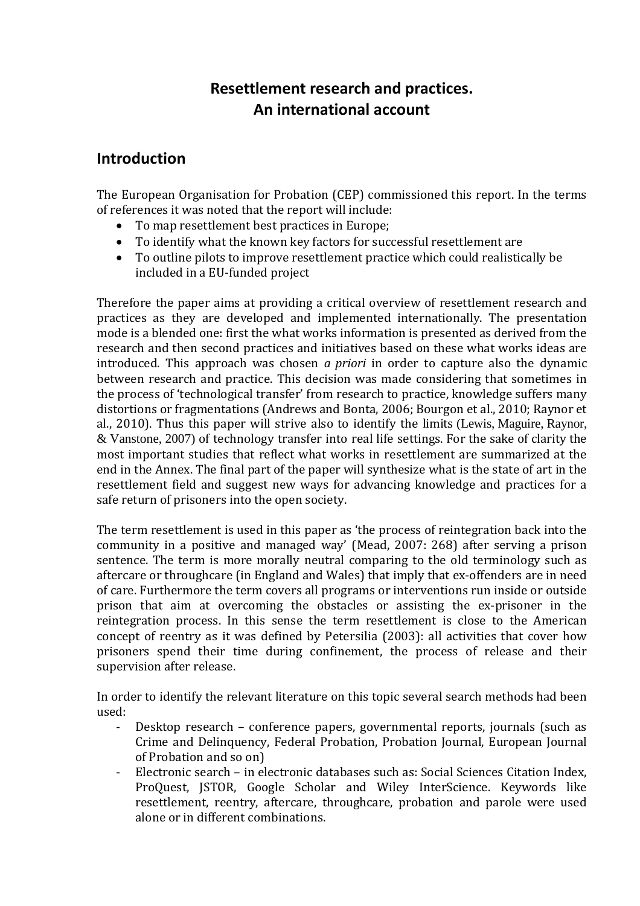# Resettlement research and practices. An international account

## Introduction

The European Organisation for Probation (CEP) commissioned this report. In the terms of references it was noted that the report will include:

- To map resettlement best practices in Europe;
- To identify what the known key factors for successful resettlement are
- To outline pilots to improve resettlement practice which could realistically be included in a EU-funded project

Therefore the paper aims at providing a critical overview of resettlement research and practices as they are developed and implemented internationally. The presentation mode is a blended one: first the what works information is presented as derived from the research and then second practices and initiatives based on these what works ideas are introduced. This approach was chosen *a priori* in order to capture also the dynamic between research and practice. This decision was made considering that sometimes in the process of 'technological transfer' from research to practice, knowledge suffers many distortions or fragmentations (Andrews and Bonta, 2006; Bourgon et al., 2010; Raynor et al., 2010). Thus this paper will strive also to identify the limits (Lewis, Maguire, Raynor, & Vanstone, 2007) of technology transfer into real life settings. For the sake of clarity the most important studies that reflect what works in resettlement are summarized at the end in the Annex. The final part of the paper will synthesize what is the state of art in the resettlement field and suggest new ways for advancing knowledge and practices for a safe return of prisoners into the open society.

The term resettlement is used in this paper as 'the process of reintegration back into the community in a positive and managed way' (Mead, 2007: 268) after serving a prison sentence. The term is more morally neutral comparing to the old terminology such as aftercare or throughcare (in England and Wales) that imply that ex-offenders are in need of care. Furthermore the term covers all programs or interventions run inside or outside prison that aim at overcoming the obstacles or assisting the ex-prisoner in the reintegration process. In this sense the term resettlement is close to the American concept of reentry as it was defined by Petersilia (2003): all activities that cover how prisoners spend their time during confinement, the process of release and their supervision after release.

In order to identify the relevant literature on this topic several search methods had been used:

- Desktop research – conference papers, governmental reports, journals (such as Crime and Delinquency, Federal Probation, Probation Journal, European Journal of Probation and so on)
- Electronic search – in electronic databases such as: Social Sciences Citation Index, ProQuest, JSTOR, Google Scholar and Wiley InterScience. Keywords like resettlement, reentry, aftercare, throughcare, probation and parole were used alone or in different combinations.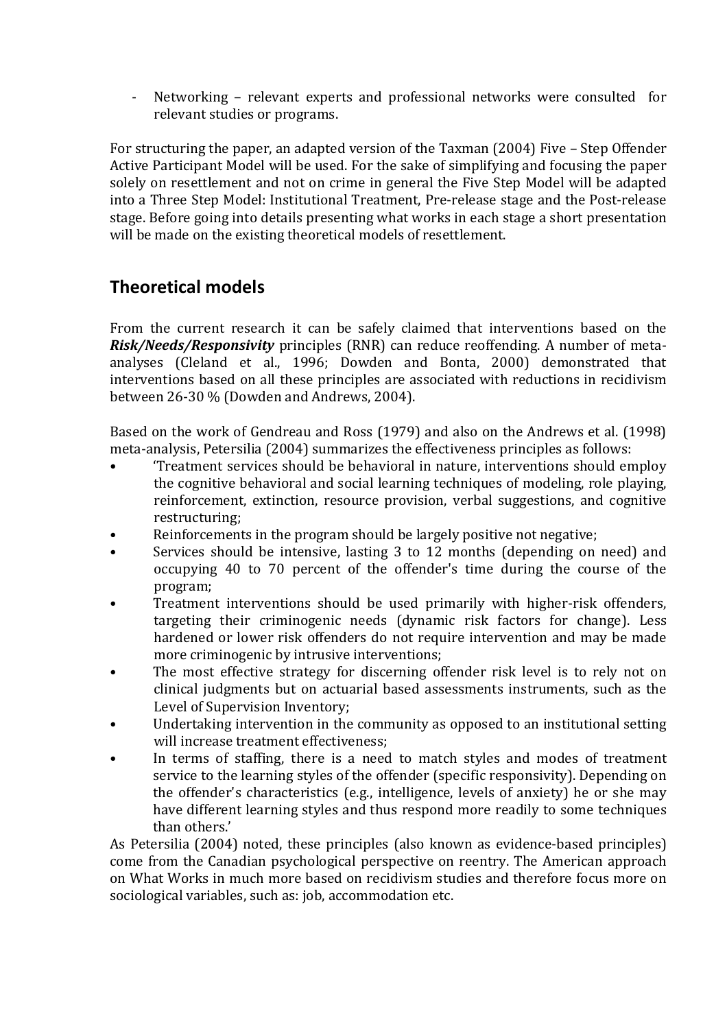- Networking – relevant experts and professional networks were consulted for relevant studies or programs.

For structuring the paper, an adapted version of the Taxman (2004) Five – Step Offender Active Participant Model will be used. For the sake of simplifying and focusing the paper solely on resettlement and not on crime in general the Five Step Model will be adapted into a Three Step Model: Institutional Treatment, Pre-release stage and the Post-release stage. Before going into details presenting what works in each stage a short presentation will be made on the existing theoretical models of resettlement.

## Theoretical models

From the current research it can be safely claimed that interventions based on the ***Risk/Needs/Responsivity*** principles (RNR) can reduce reoffending. A number of meta-analyses (Cleland et al., 1996; Dowden and Bonta, 2000) demonstrated that interventions based on all these principles are associated with reductions in recidivism between 26-30 % (Dowden and Andrews, 2004).

Based on the work of Gendreau and Ross (1979) and also on the Andrews et al. (1998) meta-analysis, Petersilia (2004) summarizes the effectiveness principles as follows:

- 'Treatment services should be behavioral in nature, interventions should employ the cognitive behavioral and social learning techniques of modeling, role playing, reinforcement, extinction, resource provision, verbal suggestions, and cognitive restructuring;
- Reinforcements in the program should be largely positive not negative;
- Services should be intensive, lasting 3 to 12 months (depending on need) and occupying 40 to 70 percent of the offender's time during the course of the program;
- Treatment interventions should be used primarily with higher-risk offenders, targeting their criminogenic needs (dynamic risk factors for change). Less hardened or lower risk offenders do not require intervention and may be made more criminogenic by intrusive interventions;
- The most effective strategy for discerning offender risk level is to rely not on clinical judgments but on actuarial based assessments instruments, such as the Level of Supervision Inventory;
- Undertaking intervention in the community as opposed to an institutional setting will increase treatment effectiveness;
- In terms of staffing, there is a need to match styles and modes of treatment service to the learning styles of the offender (specific responsivity). Depending on the offender's characteristics (e.g., intelligence, levels of anxiety) he or she may have different learning styles and thus respond more readily to some techniques than others.'

As Petersilia (2004) noted, these principles (also known as evidence-based principles) come from the Canadian psychological perspective on reentry. The American approach on What Works in much more based on recidivism studies and therefore focus more on sociological variables, such as: job, accommodation etc.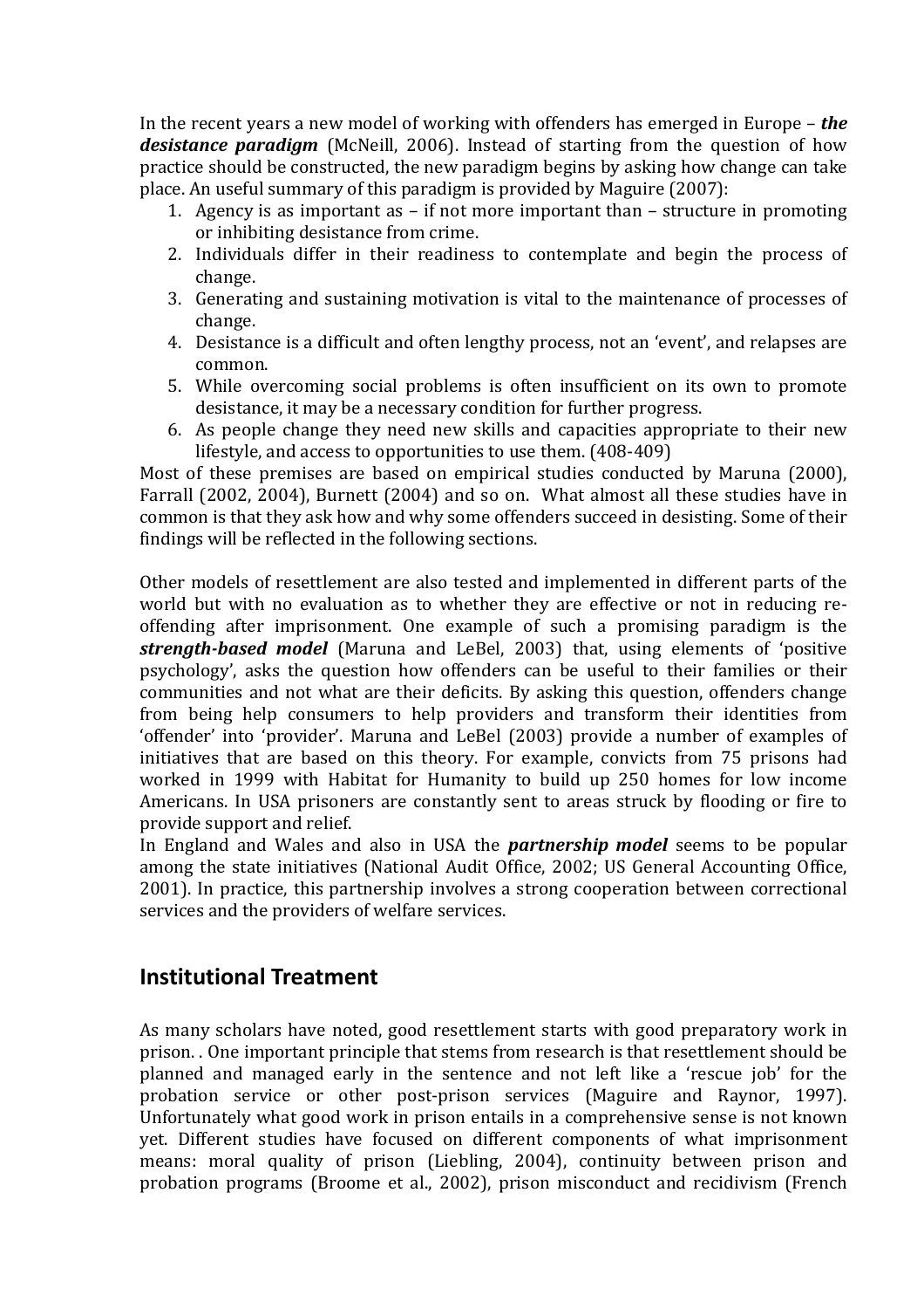In the recent years a new model of working with offenders has emerged in Europe – ***the desistance paradigm*** (McNeill, 2006). Instead of starting from the question of how practice should be constructed, the new paradigm begins by asking how change can take place. An useful summary of this paradigm is provided by Maguire (2007):

1. Agency is as important as – if not more important than – structure in promoting or inhibiting desistance from crime.
2. Individuals differ in their readiness to contemplate and begin the process of change.
3. Generating and sustaining motivation is vital to the maintenance of processes of change.
4. Desistance is a difficult and often lengthy process, not an 'event', and relapses are common.
5. While overcoming social problems is often insufficient on its own to promote desistance, it may be a necessary condition for further progress.
6. As people change they need new skills and capacities appropriate to their new lifestyle, and access to opportunities to use them. (408-409)

Most of these premises are based on empirical studies conducted by Maruna (2000), Farrall (2002, 2004), Burnett (2004) and so on. What almost all these studies have in common is that they ask how and why some offenders succeed in desisting. Some of their findings will be reflected in the following sections.

Other models of resettlement are also tested and implemented in different parts of the world but with no evaluation as to whether they are effective or not in reducing re-offending after imprisonment. One example of such a promising paradigm is the ***strength-based model*** (Maruna and LeBel, 2003) that, using elements of 'positive psychology', asks the question how offenders can be useful to their families or their communities and not what are their deficits. By asking this question, offenders change from being help consumers to help providers and transform their identities from 'offender' into 'provider'. Maruna and LeBel (2003) provide a number of examples of initiatives that are based on this theory. For example, convicts from 75 prisons had worked in 1999 with Habitat for Humanity to build up 250 homes for low income Americans. In USA prisoners are constantly sent to areas struck by flooding or fire to provide support and relief.

In England and Wales and also in USA the ***partnership model*** seems to be popular among the state initiatives (National Audit Office, 2002; US General Accounting Office, 2001). In practice, this partnership involves a strong cooperation between correctional services and the providers of welfare services.

## Institutional Treatment

As many scholars have noted, good resettlement starts with good preparatory work in prison. . One important principle that stems from research is that resettlement should be planned and managed early in the sentence and not left like a 'rescue job' for the probation service or other post-prison services (Maguire and Raynor, 1997). Unfortunately what good work in prison entails in a comprehensive sense is not known yet. Different studies have focused on different components of what imprisonment means: moral quality of prison (Liebling, 2004), continuity between prison and probation programs (Broome et al., 2002), prison misconduct and recidivism (French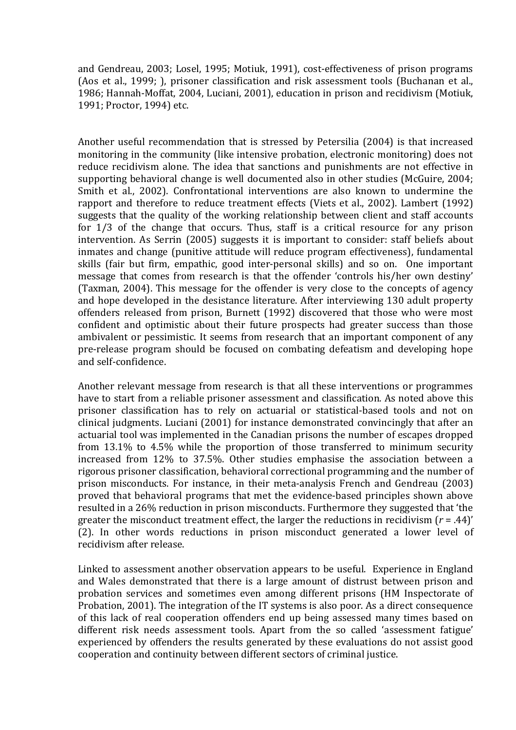and Gendreau, 2003; Losel, 1995; Motiuk, 1991), cost-effectiveness of prison programs (Aos et al., 1999; ), prisoner classification and risk assessment tools (Buchanan et al., 1986; Hannah-Moffat, 2004, Luciani, 2001), education in prison and recidivism (Motiuk, 1991; Proctor, 1994) etc.

Another useful recommendation that is stressed by Petersilia (2004) is that increased monitoring in the community (like intensive probation, electronic monitoring) does not reduce recidivism alone. The idea that sanctions and punishments are not effective in supporting behavioral change is well documented also in other studies (McGuire, 2004; Smith et al., 2002). Confrontational interventions are also known to undermine the rapport and therefore to reduce treatment effects (Viets et al., 2002). Lambert (1992) suggests that the quality of the working relationship between client and staff accounts for 1/3 of the change that occurs. Thus, staff is a critical resource for any prison intervention. As Serrin (2005) suggests it is important to consider: staff beliefs about inmates and change (punitive attitude will reduce program effectiveness), fundamental skills (fair but firm, empathic, good inter-personal skills) and so on. One important message that comes from research is that the offender 'controls his/her own destiny' (Taxman, 2004). This message for the offender is very close to the concepts of agency and hope developed in the desistance literature. After interviewing 130 adult property offenders released from prison, Burnett (1992) discovered that those who were most confident and optimistic about their future prospects had greater success than those ambivalent or pessimistic. It seems from research that an important component of any pre-release program should be focused on combating defeatism and developing hope and self-confidence.

Another relevant message from research is that all these interventions or programmes have to start from a reliable prisoner assessment and classification. As noted above this prisoner classification has to rely on actuarial or statistical-based tools and not on clinical judgments. Luciani (2001) for instance demonstrated convincingly that after an actuarial tool was implemented in the Canadian prisons the number of escapes dropped from 13.1% to 4.5% while the proportion of those transferred to minimum security increased from 12% to 37.5%. Other studies emphasise the association between a rigorous prisoner classification, behavioral correctional programming and the number of prison misconducts. For instance, in their meta-analysis French and Gendreau (2003) proved that behavioral programs that met the evidence-based principles shown above resulted in a 26% reduction in prison misconducts. Furthermore they suggested that 'the greater the misconduct treatment effect, the larger the reductions in recidivism ($r = .44$)' (2). In other words reductions in prison misconduct generated a lower level of recidivism after release.

Linked to assessment another observation appears to be useful. Experience in England and Wales demonstrated that there is a large amount of distrust between prison and probation services and sometimes even among different prisons (HM Inspectorate of Probation, 2001). The integration of the IT systems is also poor. As a direct consequence of this lack of real cooperation offenders end up being assessed many times based on different risk needs assessment tools. Apart from the so called 'assessment fatigue' experienced by offenders the results generated by these evaluations do not assist good cooperation and continuity between different sectors of criminal justice.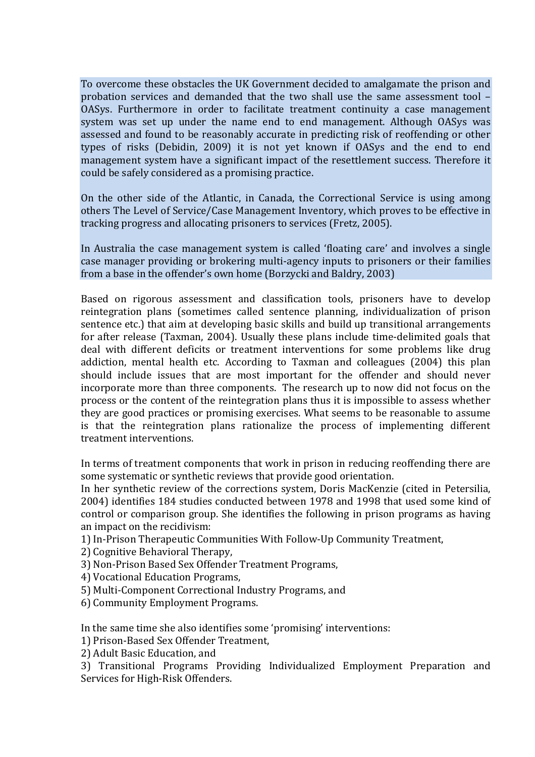To overcome these obstacles the UK Government decided to amalgamate the prison and probation services and demanded that the two shall use the same assessment tool – OASys. Furthermore in order to facilitate treatment continuity a case management system was set up under the name end to end management. Although OASys was assessed and found to be reasonably accurate in predicting risk of reoffending or other types of risks (Debidin, 2009) it is not yet known if OASys and the end to end management system have a significant impact of the resettlement success. Therefore it could be safely considered as a promising practice.

On the other side of the Atlantic, in Canada, the Correctional Service is using among others The Level of Service/Case Management Inventory, which proves to be effective in tracking progress and allocating prisoners to services (Fretz, 2005).

In Australia the case management system is called 'floating care' and involves a single case manager providing or brokering multi-agency inputs to prisoners or their families from a base in the offender's own home (Borzycki and Baldry, 2003)

Based on rigorous assessment and classification tools, prisoners have to develop reintegration plans (sometimes called sentence planning, individualization of prison sentence etc.) that aim at developing basic skills and build up transitional arrangements for after release (Taxman, 2004). Usually these plans include time-delimited goals that deal with different deficits or treatment interventions for some problems like drug addiction, mental health etc. According to Taxman and colleagues (2004) this plan should include issues that are most important for the offender and should never incorporate more than three components. The research up to now did not focus on the process or the content of the reintegration plans thus it is impossible to assess whether they are good practices or promising exercises. What seems to be reasonable to assume is that the reintegration plans rationalize the process of implementing different treatment interventions.

In terms of treatment components that work in prison in reducing reoffending there are some systematic or synthetic reviews that provide good orientation.

In her synthetic review of the corrections system, Doris MacKenzie (cited in Petersilia, 2004) identifies 184 studies conducted between 1978 and 1998 that used some kind of control or comparison group. She identifies the following in prison programs as having an impact on the recidivism:

1) In-Prison Therapeutic Communities With Follow-Up Community Treatment,
2) Cognitive Behavioral Therapy,
3) Non-Prison Based Sex Offender Treatment Programs,
4) Vocational Education Programs,
5) Multi-Component Correctional Industry Programs, and
6) Community Employment Programs.

In the same time she also identifies some 'promising' interventions:

1) Prison-Based Sex Offender Treatment,
2) Adult Basic Education, and
3) Transitional Programs Providing Individualized Employment Preparation and Services for High-Risk Offenders.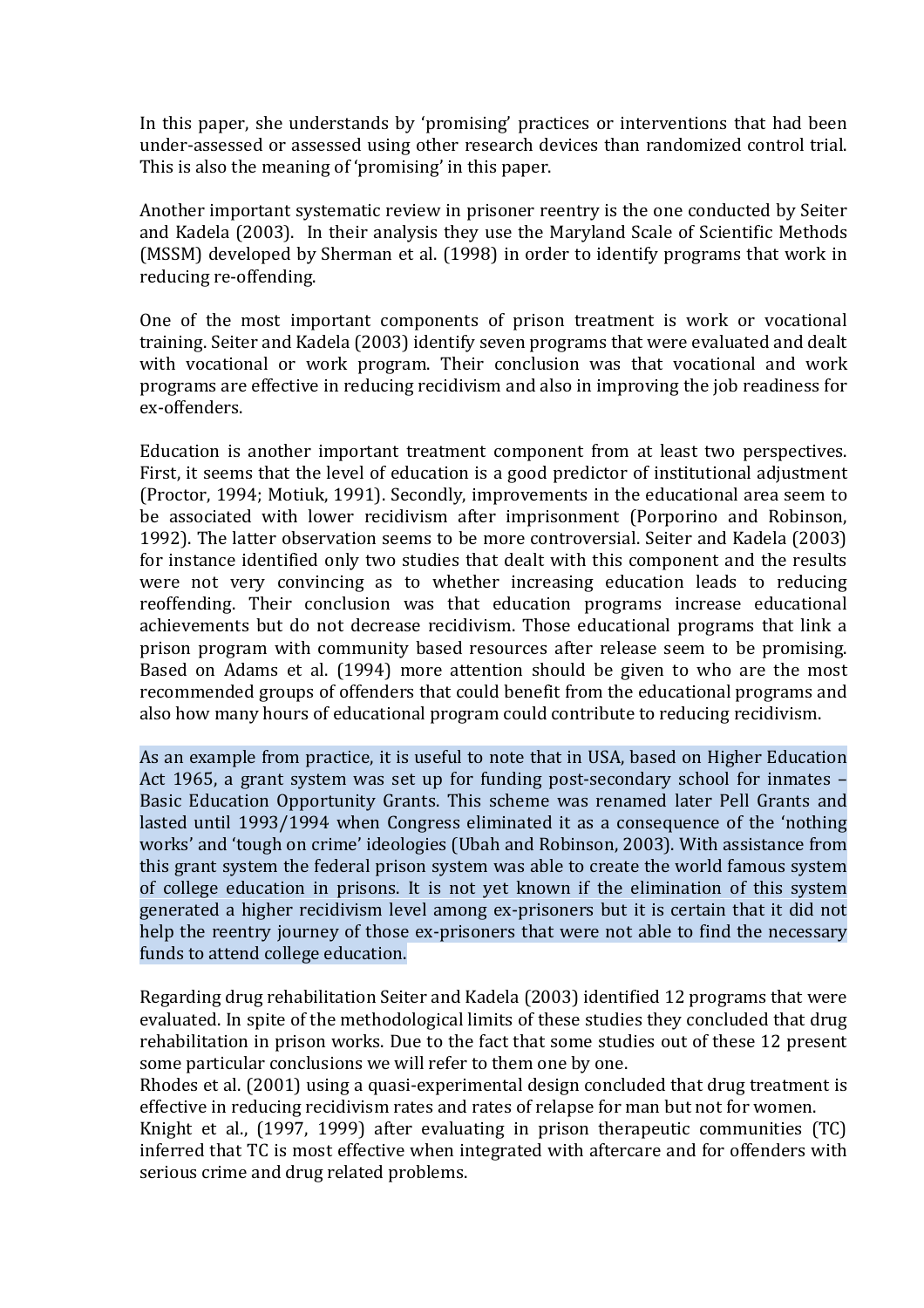In this paper, she understands by 'promising' practices or interventions that had been under-assessed or assessed using other research devices than randomized control trial. This is also the meaning of 'promising' in this paper.

Another important systematic review in prisoner reentry is the one conducted by Seiter and Kadela (2003). In their analysis they use the Maryland Scale of Scientific Methods (MSSM) developed by Sherman et al. (1998) in order to identify programs that work in reducing re-offending.

One of the most important components of prison treatment is work or vocational training. Seiter and Kadela (2003) identify seven programs that were evaluated and dealt with vocational or work program. Their conclusion was that vocational and work programs are effective in reducing recidivism and also in improving the job readiness for ex-offenders.

Education is another important treatment component from at least two perspectives. First, it seems that the level of education is a good predictor of institutional adjustment (Proctor, 1994; Motiuk, 1991). Secondly, improvements in the educational area seem to be associated with lower recidivism after imprisonment (Porporino and Robinson, 1992). The latter observation seems to be more controversial. Seiter and Kadela (2003) for instance identified only two studies that dealt with this component and the results were not very convincing as to whether increasing education leads to reducing reoffending. Their conclusion was that education programs increase educational achievements but do not decrease recidivism. Those educational programs that link a prison program with community based resources after release seem to be promising. Based on Adams et al. (1994) more attention should be given to who are the most recommended groups of offenders that could benefit from the educational programs and also how many hours of educational program could contribute to reducing recidivism.

As an example from practice, it is useful to note that in USA, based on Higher Education Act 1965, a grant system was set up for funding post-secondary school for inmates – Basic Education Opportunity Grants. This scheme was renamed later Pell Grants and lasted until 1993/1994 when Congress eliminated it as a consequence of the 'nothing works' and 'tough on crime' ideologies (Ubah and Robinson, 2003). With assistance from this grant system the federal prison system was able to create the world famous system of college education in prisons. It is not yet known if the elimination of this system generated a higher recidivism level among ex-prisoners but it is certain that it did not help the reentry journey of those ex-prisoners that were not able to find the necessary funds to attend college education.

Regarding drug rehabilitation Seiter and Kadela (2003) identified 12 programs that were evaluated. In spite of the methodological limits of these studies they concluded that drug rehabilitation in prison works. Due to the fact that some studies out of these 12 present some particular conclusions we will refer to them one by one.

Rhodes et al. (2001) using a quasi-experimental design concluded that drug treatment is effective in reducing recidivism rates and rates of relapse for man but not for women.

Knight et al., (1997, 1999) after evaluating in prison therapeutic communities (TC) inferred that TC is most effective when integrated with aftercare and for offenders with serious crime and drug related problems.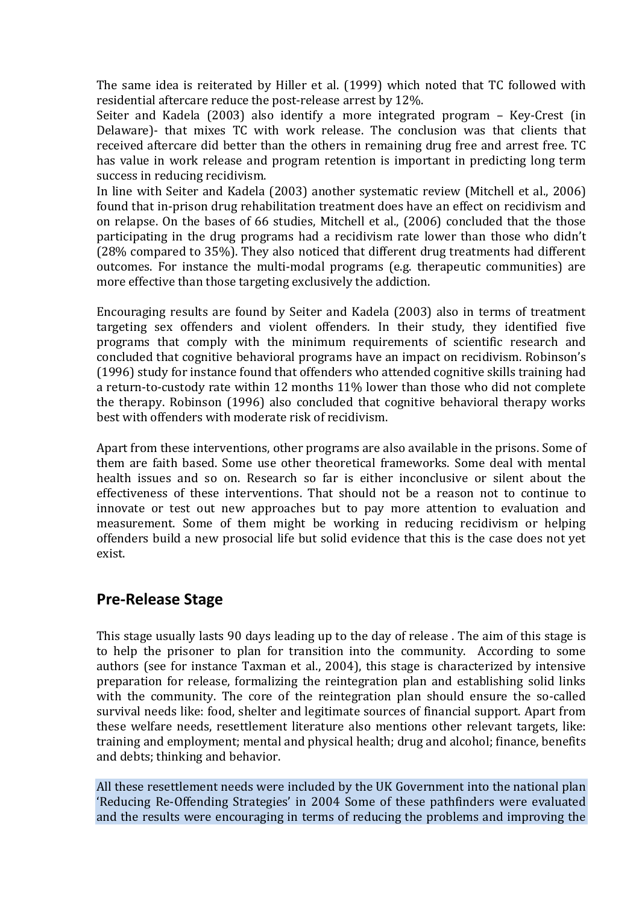The same idea is reiterated by Hiller et al. (1999) which noted that TC followed with residential aftercare reduce the post-release arrest by 12%.

Seiter and Kadela (2003) also identify a more integrated program – Key-Crest (in Delaware)- that mixes TC with work release. The conclusion was that clients that received aftercare did better than the others in remaining drug free and arrest free. TC has value in work release and program retention is important in predicting long term success in reducing recidivism.

In line with Seiter and Kadela (2003) another systematic review (Mitchell et al., 2006) found that in-prison drug rehabilitation treatment does have an effect on recidivism and on relapse. On the bases of 66 studies, Mitchell et al., (2006) concluded that the those participating in the drug programs had a recidivism rate lower than those who didn't (28% compared to 35%). They also noticed that different drug treatments had different outcomes. For instance the multi-modal programs (e.g. therapeutic communities) are more effective than those targeting exclusively the addiction.

Encouraging results are found by Seiter and Kadela (2003) also in terms of treatment targeting sex offenders and violent offenders. In their study, they identified five programs that comply with the minimum requirements of scientific research and concluded that cognitive behavioral programs have an impact on recidivism. Robinson's (1996) study for instance found that offenders who attended cognitive skills training had a return-to-custody rate within 12 months 11% lower than those who did not complete the therapy. Robinson (1996) also concluded that cognitive behavioral therapy works best with offenders with moderate risk of recidivism.

Apart from these interventions, other programs are also available in the prisons. Some of them are faith based. Some use other theoretical frameworks. Some deal with mental health issues and so on. Research so far is either inconclusive or silent about the effectiveness of these interventions. That should not be a reason not to continue to innovate or test out new approaches but to pay more attention to evaluation and measurement. Some of them might be working in reducing recidivism or helping offenders build a new prosocial life but solid evidence that this is the case does not yet exist.

## Pre-Release Stage

This stage usually lasts 90 days leading up to the day of release . The aim of this stage is to help the prisoner to plan for transition into the community. According to some authors (see for instance Taxman et al., 2004), this stage is characterized by intensive preparation for release, formalizing the reintegration plan and establishing solid links with the community. The core of the reintegration plan should ensure the so-called survival needs like: food, shelter and legitimate sources of financial support. Apart from these welfare needs, resettlement literature also mentions other relevant targets, like: training and employment; mental and physical health; drug and alcohol; finance, benefits and debts; thinking and behavior.

All these resettlement needs were included by the UK Government into the national plan 'Reducing Re-Offending Strategies' in 2004 Some of these pathfinders were evaluated and the results were encouraging in terms of reducing the problems and improving the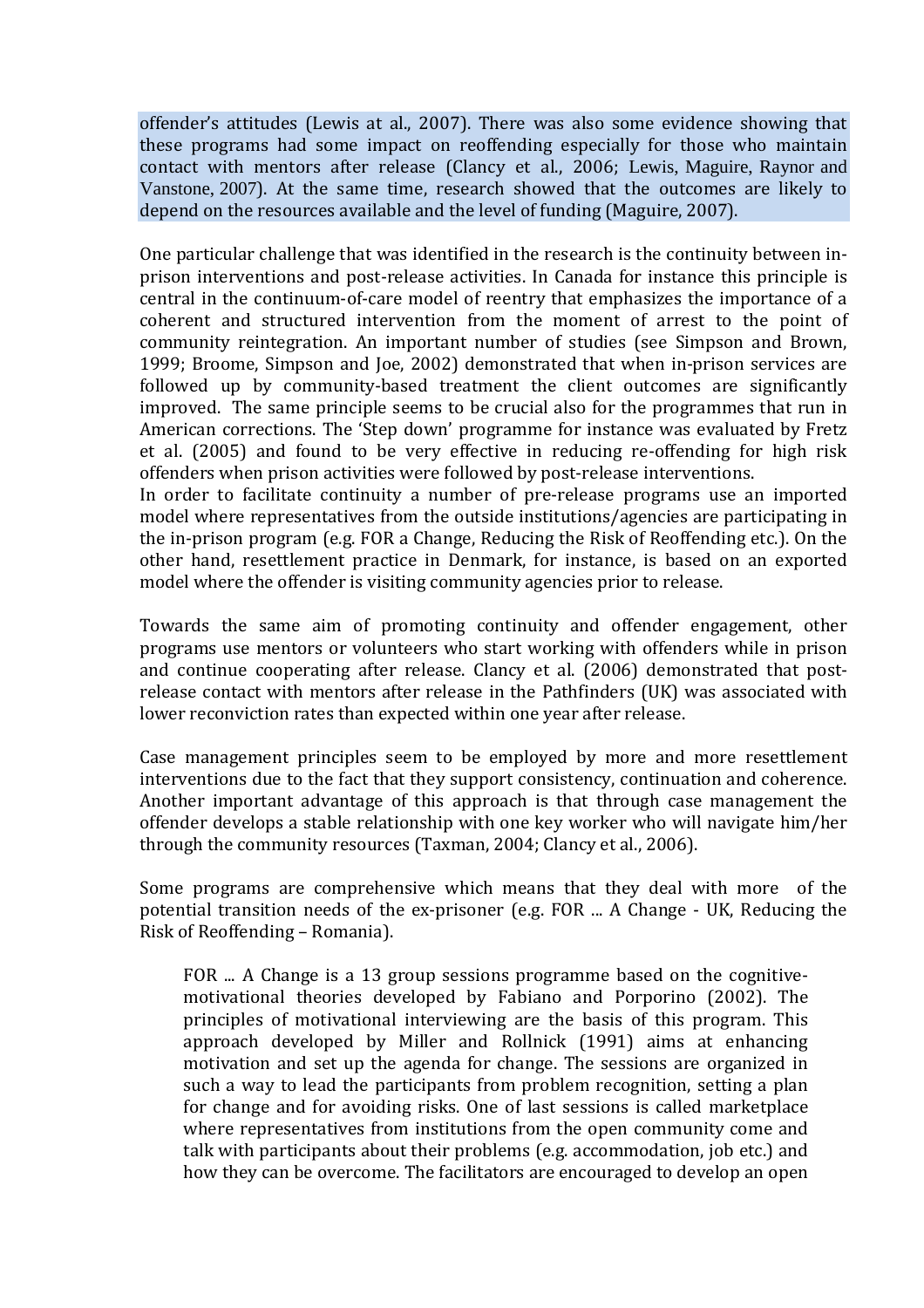offender's attitudes (Lewis at al., 2007). There was also some evidence showing that these programs had some impact on reoffending especially for those who maintain contact with mentors after release (Clancy et al., 2006; Lewis, Maguire, Raynor and Vanstone, 2007). At the same time, research showed that the outcomes are likely to depend on the resources available and the level of funding (Maguire, 2007).

One particular challenge that was identified in the research is the continuity between in-prison interventions and post-release activities. In Canada for instance this principle is central in the continuum-of-care model of reentry that emphasizes the importance of a coherent and structured intervention from the moment of arrest to the point of community reintegration. An important number of studies (see Simpson and Brown, 1999; Broome, Simpson and Joe, 2002) demonstrated that when in-prison services are followed up by community-based treatment the client outcomes are significantly improved. The same principle seems to be crucial also for the programmes that run in American corrections. The 'Step down' programme for instance was evaluated by Fretz et al. (2005) and found to be very effective in reducing re-offending for high risk offenders when prison activities were followed by post-release interventions.
In order to facilitate continuity a number of pre-release programs use an imported model where representatives from the outside institutions/agencies are participating in the in-prison program (e.g. FOR a Change, Reducing the Risk of Reoffending etc.). On the other hand, resettlement practice in Denmark, for instance, is based on an exported model where the offender is visiting community agencies prior to release.

Towards the same aim of promoting continuity and offender engagement, other programs use mentors or volunteers who start working with offenders while in prison and continue cooperating after release. Clancy et al. (2006) demonstrated that post-release contact with mentors after release in the Pathfinders (UK) was associated with lower reconviction rates than expected within one year after release.

Case management principles seem to be employed by more and more resettlement interventions due to the fact that they support consistency, continuation and coherence. Another important advantage of this approach is that through case management the offender develops a stable relationship with one key worker who will navigate him/her through the community resources (Taxman, 2004; Clancy et al., 2006).

Some programs are comprehensive which means that they deal with more of the potential transition needs of the ex-prisoner (e.g. FOR ... A Change - UK, Reducing the Risk of Reoffending – Romania).

> FOR ... A Change is a 13 group sessions programme based on the cognitive-motivational theories developed by Fabiano and Porporino (2002). The principles of motivational interviewing are the basis of this program. This approach developed by Miller and Rollnick (1991) aims at enhancing motivation and set up the agenda for change. The sessions are organized in such a way to lead the participants from problem recognition, setting a plan for change and for avoiding risks. One of last sessions is called marketplace where representatives from institutions from the open community come and talk with participants about their problems (e.g. accommodation, job etc.) and how they can be overcome. The facilitators are encouraged to develop an open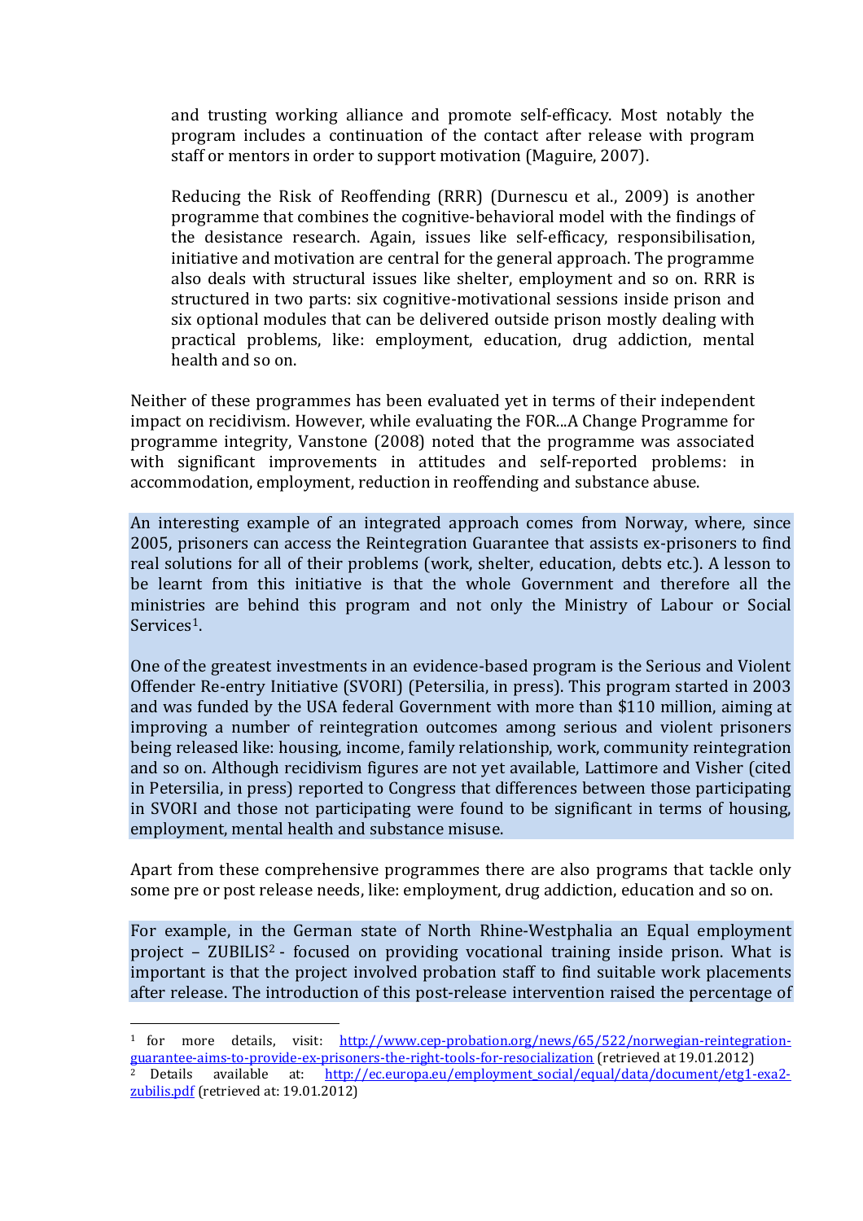and trusting working alliance and promote self-efficacy. Most notably the program includes a continuation of the contact after release with program staff or mentors in order to support motivation (Maguire, 2007).

Reducing the Risk of Reoffending (RRR) (Durnescu et al., 2009) is another programme that combines the cognitive-behavioral model with the findings of the desistance research. Again, issues like self-efficacy, responsibilisation, initiative and motivation are central for the general approach. The programme also deals with structural issues like shelter, employment and so on. RRR is structured in two parts: six cognitive-motivational sessions inside prison and six optional modules that can be delivered outside prison mostly dealing with practical problems, like: employment, education, drug addiction, mental health and so on.

Neither of these programmes has been evaluated yet in terms of their independent impact on recidivism. However, while evaluating the FOR...A Change Programme for programme integrity, Vanstone (2008) noted that the programme was associated with significant improvements in attitudes and self-reported problems: in accommodation, employment, reduction in reoffending and substance abuse.

An interesting example of an integrated approach comes from Norway, where, since 2005, prisoners can access the Reintegration Guarantee that assists ex-prisoners to find real solutions for all of their problems (work, shelter, education, debts etc.). A lesson to be learnt from this initiative is that the whole Government and therefore all the ministries are behind this program and not only the Ministry of Labour or Social Services[1].

One of the greatest investments in an evidence-based program is the Serious and Violent Offender Re-entry Initiative (SVORI) (Petersilia, in press). This program started in 2003 and was funded by the USA federal Government with more than $110 million, aiming at improving a number of reintegration outcomes among serious and violent prisoners being released like: housing, income, family relationship, work, community reintegration and so on. Although recidivism figures are not yet available, Lattimore and Visher (cited in Petersilia, in press) reported to Congress that differences between those participating in SVORI and those not participating were found to be significant in terms of housing, employment, mental health and substance misuse.

Apart from these comprehensive programmes there are also programs that tackle only some pre or post release needs, like: employment, drug addiction, education and so on.

For example, in the German state of North Rhine-Westphalia an Equal employment project – ZUBILIS[2] - focused on providing vocational training inside prison. What is important is that the project involved probation staff to find suitable work placements after release. The introduction of this post-release intervention raised the percentage of

---

[1] for more details, visit: http://www.cep-probation.org/news/65/522/norwegian-reintegration-guarantee-aims-to-provide-ex-prisoners-the-right-tools-for-resocialization (retrieved at 19.01.2012)

[2] Details available at: http://ec.europa.eu/employment_social/equal/data/document/etg1-exa2-zubilis.pdf (retrieved at: 19.01.2012)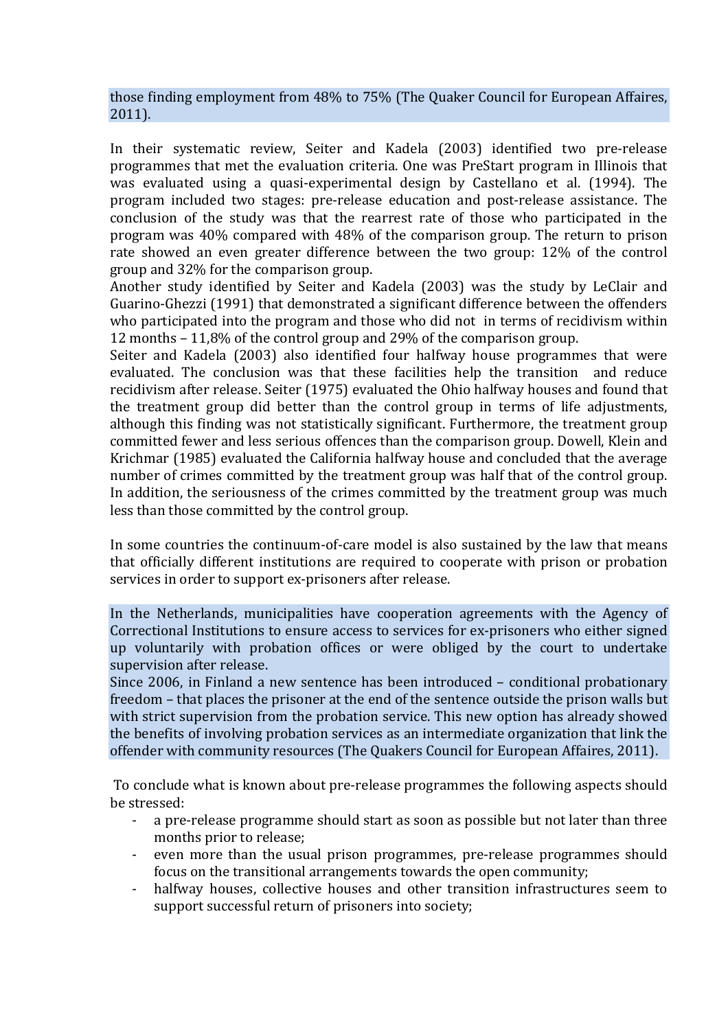those finding employment from 48% to 75% (The Quaker Council for European Affaires, 2011).

In their systematic review, Seiter and Kadela (2003) identified two pre-release programmes that met the evaluation criteria. One was PreStart program in Illinois that was evaluated using a quasi-experimental design by Castellano et al. (1994). The program included two stages: pre-release education and post-release assistance. The conclusion of the study was that the rearrest rate of those who participated in the program was 40% compared with 48% of the comparison group. The return to prison rate showed an even greater difference between the two group: 12% of the control group and 32% for the comparison group.
Another study identified by Seiter and Kadela (2003) was the study by LeClair and Guarino-Ghezzi (1991) that demonstrated a significant difference between the offenders who participated into the program and those who did not in terms of recidivism within 12 months – 11,8% of the control group and 29% of the comparison group.
Seiter and Kadela (2003) also identified four halfway house programmes that were evaluated. The conclusion was that these facilities help the transition and reduce recidivism after release. Seiter (1975) evaluated the Ohio halfway houses and found that the treatment group did better than the control group in terms of life adjustments, although this finding was not statistically significant. Furthermore, the treatment group committed fewer and less serious offences than the comparison group. Dowell, Klein and Krichmar (1985) evaluated the California halfway house and concluded that the average number of crimes committed by the treatment group was half that of the control group. In addition, the seriousness of the crimes committed by the treatment group was much less than those committed by the control group.

In some countries the continuum-of-care model is also sustained by the law that means that officially different institutions are required to cooperate with prison or probation services in order to support ex-prisoners after release.

In the Netherlands, municipalities have cooperation agreements with the Agency of Correctional Institutions to ensure access to services for ex-prisoners who either signed up voluntarily with probation offices or were obliged by the court to undertake supervision after release.
Since 2006, in Finland a new sentence has been introduced – conditional probationary freedom – that places the prisoner at the end of the sentence outside the prison walls but with strict supervision from the probation service. This new option has already showed the benefits of involving probation services as an intermediate organization that link the offender with community resources (The Quakers Council for European Affaires, 2011).

To conclude what is known about pre-release programmes the following aspects should be stressed:

- a pre-release programme should start as soon as possible but not later than three months prior to release;
- even more than the usual prison programmes, pre-release programmes should focus on the transitional arrangements towards the open community;
- halfway houses, collective houses and other transition infrastructures seem to support successful return of prisoners into society;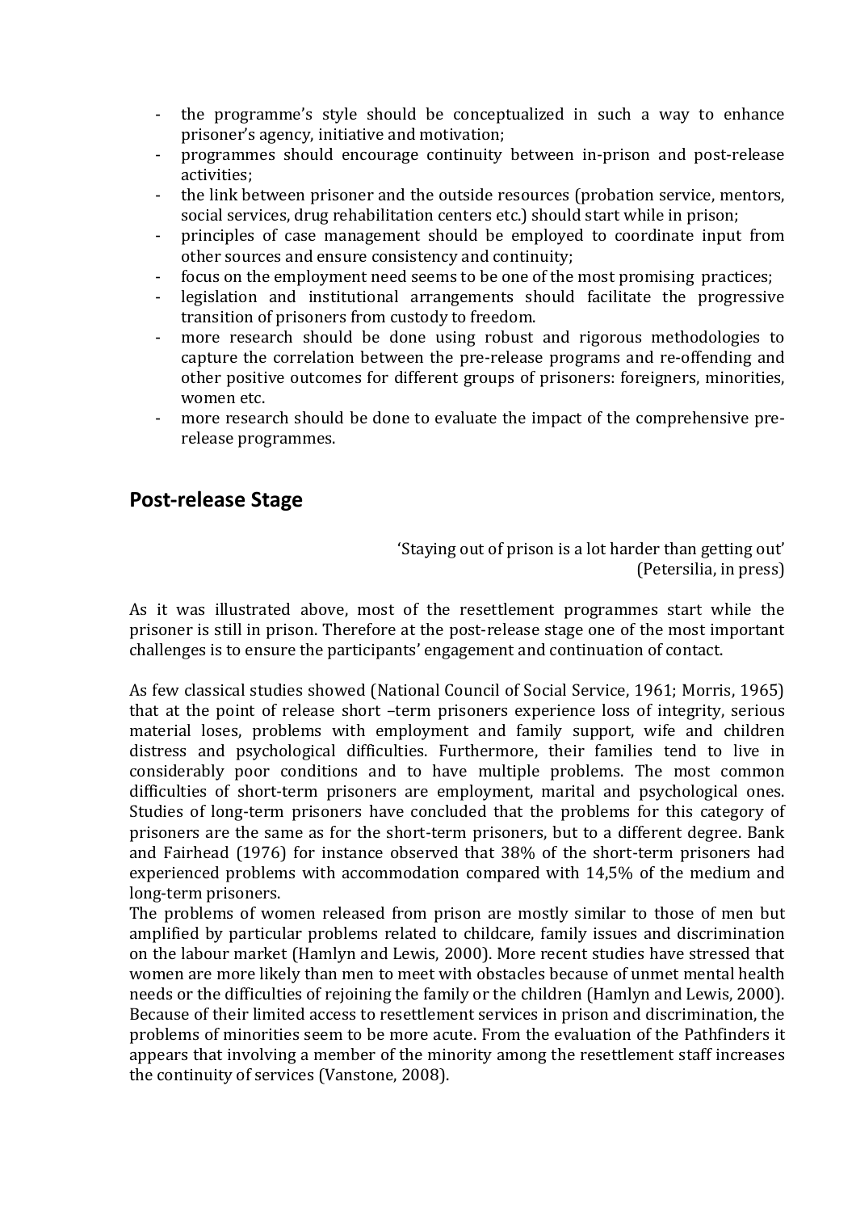- the programme's style should be conceptualized in such a way to enhance prisoner's agency, initiative and motivation;
- programmes should encourage continuity between in-prison and post-release activities;
- the link between prisoner and the outside resources (probation service, mentors, social services, drug rehabilitation centers etc.) should start while in prison;
- principles of case management should be employed to coordinate input from other sources and ensure consistency and continuity;
- focus on the employment need seems to be one of the most promising practices;
- legislation and institutional arrangements should facilitate the progressive transition of prisoners from custody to freedom.
- more research should be done using robust and rigorous methodologies to capture the correlation between the pre-release programs and re-offending and other positive outcomes for different groups of prisoners: foreigners, minorities, women etc.
- more research should be done to evaluate the impact of the comprehensive pre-release programmes.

## Post-release Stage

'Staying out of prison is a lot harder than getting out'
(Petersilia, in press)

As it was illustrated above, most of the resettlement programmes start while the prisoner is still in prison. Therefore at the post-release stage one of the most important challenges is to ensure the participants' engagement and continuation of contact.

As few classical studies showed (National Council of Social Service, 1961; Morris, 1965) that at the point of release short –term prisoners experience loss of integrity, serious material loses, problems with employment and family support, wife and children distress and psychological difficulties. Furthermore, their families tend to live in considerably poor conditions and to have multiple problems. The most common difficulties of short-term prisoners are employment, marital and psychological ones. Studies of long-term prisoners have concluded that the problems for this category of prisoners are the same as for the short-term prisoners, but to a different degree. Bank and Fairhead (1976) for instance observed that 38% of the short-term prisoners had experienced problems with accommodation compared with 14,5% of the medium and long-term prisoners.

The problems of women released from prison are mostly similar to those of men but amplified by particular problems related to childcare, family issues and discrimination on the labour market (Hamlyn and Lewis, 2000). More recent studies have stressed that women are more likely than men to meet with obstacles because of unmet mental health needs or the difficulties of rejoining the family or the children (Hamlyn and Lewis, 2000). Because of their limited access to resettlement services in prison and discrimination, the problems of minorities seem to be more acute. From the evaluation of the Pathfinders it appears that involving a member of the minority among the resettlement staff increases the continuity of services (Vanstone, 2008).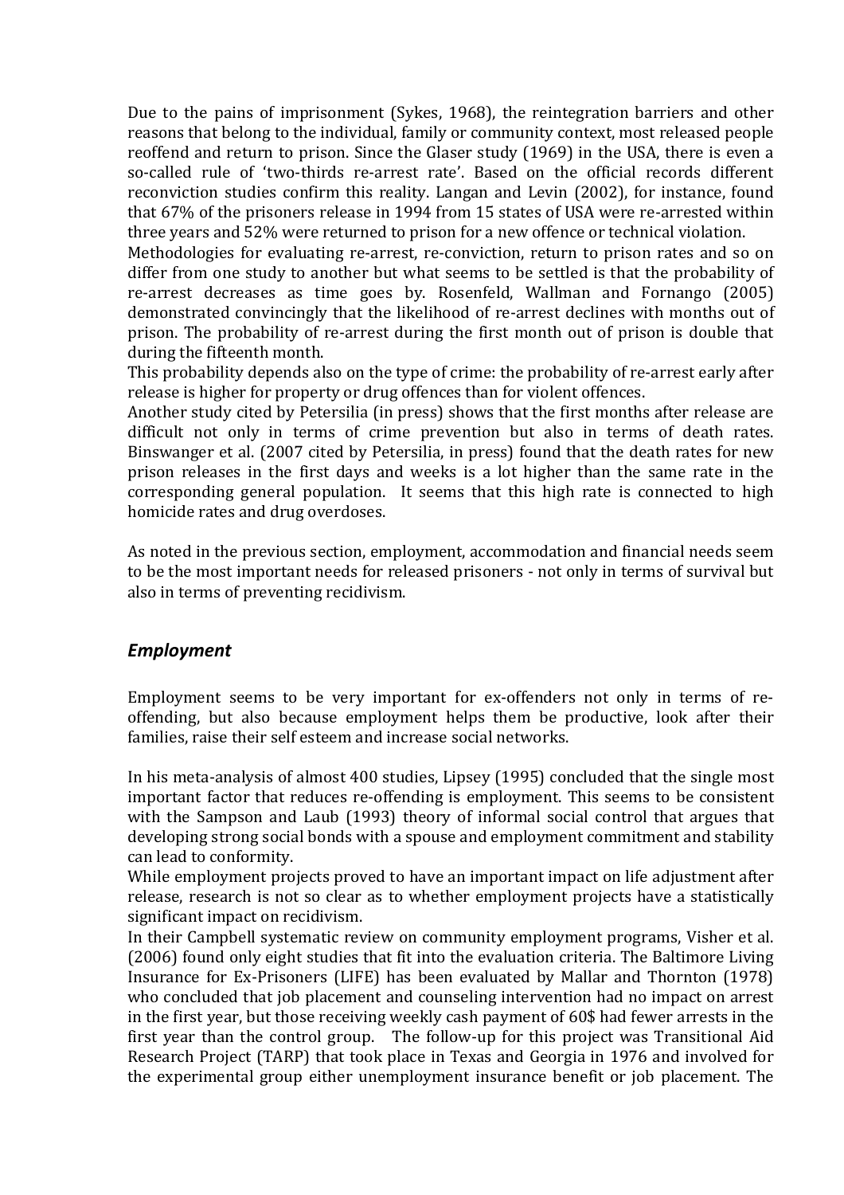Due to the pains of imprisonment (Sykes, 1968), the reintegration barriers and other reasons that belong to the individual, family or community context, most released people reoffend and return to prison. Since the Glaser study (1969) in the USA, there is even a so-called rule of 'two-thirds re-arrest rate'. Based on the official records different reconviction studies confirm this reality. Langan and Levin (2002), for instance, found that 67% of the prisoners release in 1994 from 15 states of USA were re-arrested within three years and 52% were returned to prison for a new offence or technical violation.
Methodologies for evaluating re-arrest, re-conviction, return to prison rates and so on differ from one study to another but what seems to be settled is that the probability of re-arrest decreases as time goes by. Rosenfeld, Wallman and Fornango (2005) demonstrated convincingly that the likelihood of re-arrest declines with months out of prison. The probability of re-arrest during the first month out of prison is double that during the fifteenth month.
This probability depends also on the type of crime: the probability of re-arrest early after release is higher for property or drug offences than for violent offences.
Another study cited by Petersilia (in press) shows that the first months after release are difficult not only in terms of crime prevention but also in terms of death rates. Binswanger et al. (2007 cited by Petersilia, in press) found that the death rates for new prison releases in the first days and weeks is a lot higher than the same rate in the corresponding general population. It seems that this high rate is connected to high homicide rates and drug overdoses.

As noted in the previous section, employment, accommodation and financial needs seem to be the most important needs for released prisoners - not only in terms of survival but also in terms of preventing recidivism.

## *Employment*

Employment seems to be very important for ex-offenders not only in terms of re-offending, but also because employment helps them be productive, look after their families, raise their self esteem and increase social networks.

In his meta-analysis of almost 400 studies, Lipsey (1995) concluded that the single most important factor that reduces re-offending is employment. This seems to be consistent with the Sampson and Laub (1993) theory of informal social control that argues that developing strong social bonds with a spouse and employment commitment and stability can lead to conformity.
While employment projects proved to have an important impact on life adjustment after release, research is not so clear as to whether employment projects have a statistically significant impact on recidivism.
In their Campbell systematic review on community employment programs, Visher et al. (2006) found only eight studies that fit into the evaluation criteria. The Baltimore Living Insurance for Ex-Prisoners (LIFE) has been evaluated by Mallar and Thornton (1978) who concluded that job placement and counseling intervention had no impact on arrest in the first year, but those receiving weekly cash payment of 60$ had fewer arrests in the first year than the control group. The follow-up for this project was Transitional Aid Research Project (TARP) that took place in Texas and Georgia in 1976 and involved for the experimental group either unemployment insurance benefit or job placement. The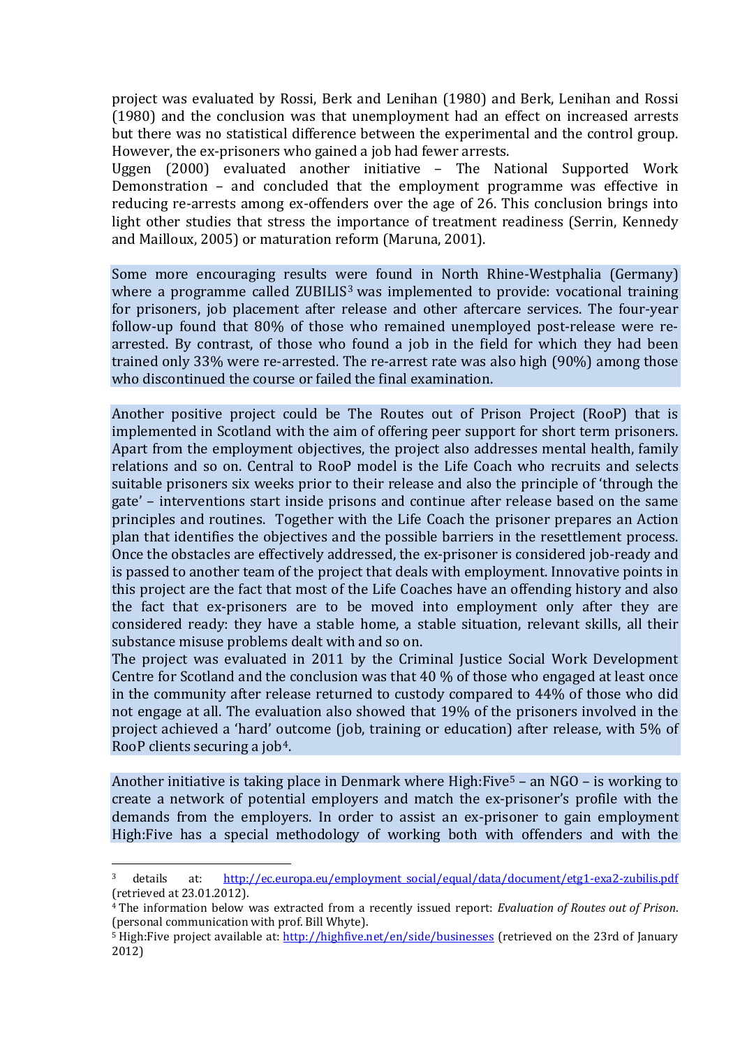project was evaluated by Rossi, Berk and Lenihan (1980) and Berk, Lenihan and Rossi (1980) and the conclusion was that unemployment had an effect on increased arrests but there was no statistical difference between the experimental and the control group. However, the ex-prisoners who gained a job had fewer arrests.
Uggen (2000) evaluated another initiative – The National Supported Work Demonstration – and concluded that the employment programme was effective in reducing re-arrests among ex-offenders over the age of 26. This conclusion brings into light other studies that stress the importance of treatment readiness (Serrin, Kennedy and Mailloux, 2005) or maturation reform (Maruna, 2001).

Some more encouraging results were found in North Rhine-Westphalia (Germany) where a programme called ZUBILIS[3] was implemented to provide: vocational training for prisoners, job placement after release and other aftercare services. The four-year follow-up found that 80% of those who remained unemployed post-release were re-arrested. By contrast, of those who found a job in the field for which they had been trained only 33% were re-arrested. The re-arrest rate was also high (90%) among those who discontinued the course or failed the final examination.

Another positive project could be The Routes out of Prison Project (RooP) that is implemented in Scotland with the aim of offering peer support for short term prisoners. Apart from the employment objectives, the project also addresses mental health, family relations and so on. Central to RooP model is the Life Coach who recruits and selects suitable prisoners six weeks prior to their release and also the principle of 'through the gate' – interventions start inside prisons and continue after release based on the same principles and routines. Together with the Life Coach the prisoner prepares an Action plan that identifies the objectives and the possible barriers in the resettlement process. Once the obstacles are effectively addressed, the ex-prisoner is considered job-ready and is passed to another team of the project that deals with employment. Innovative points in this project are the fact that most of the Life Coaches have an offending history and also the fact that ex-prisoners are to be moved into employment only after they are considered ready: they have a stable home, a stable situation, relevant skills, all their substance misuse problems dealt with and so on.
The project was evaluated in 2011 by the Criminal Justice Social Work Development Centre for Scotland and the conclusion was that 40 % of those who engaged at least once in the community after release returned to custody compared to 44% of those who did not engage at all. The evaluation also showed that 19% of the prisoners involved in the project achieved a 'hard' outcome (job, training or education) after release, with 5% of RooP clients securing a job[4].

Another initiative is taking place in Denmark where High:Five[5] – an NGO – is working to create a network of potential employers and match the ex-prisoner's profile with the demands from the employers. In order to assist an ex-prisoner to gain employment High:Five has a special methodology of working both with offenders and with the

---

[3] details at: http://ec.europa.eu/employment_social/equal/data/document/etg1-exa2-zubilis.pdf (retrieved at 23.01.2012).

[4] The information below was extracted from a recently issued report: *Evaluation of Routes out of Prison*. (personal communication with prof. Bill Whyte).

[5] High:Five project available at: http://highfive.net/en/side/businesses (retrieved on the 23rd of January 2012)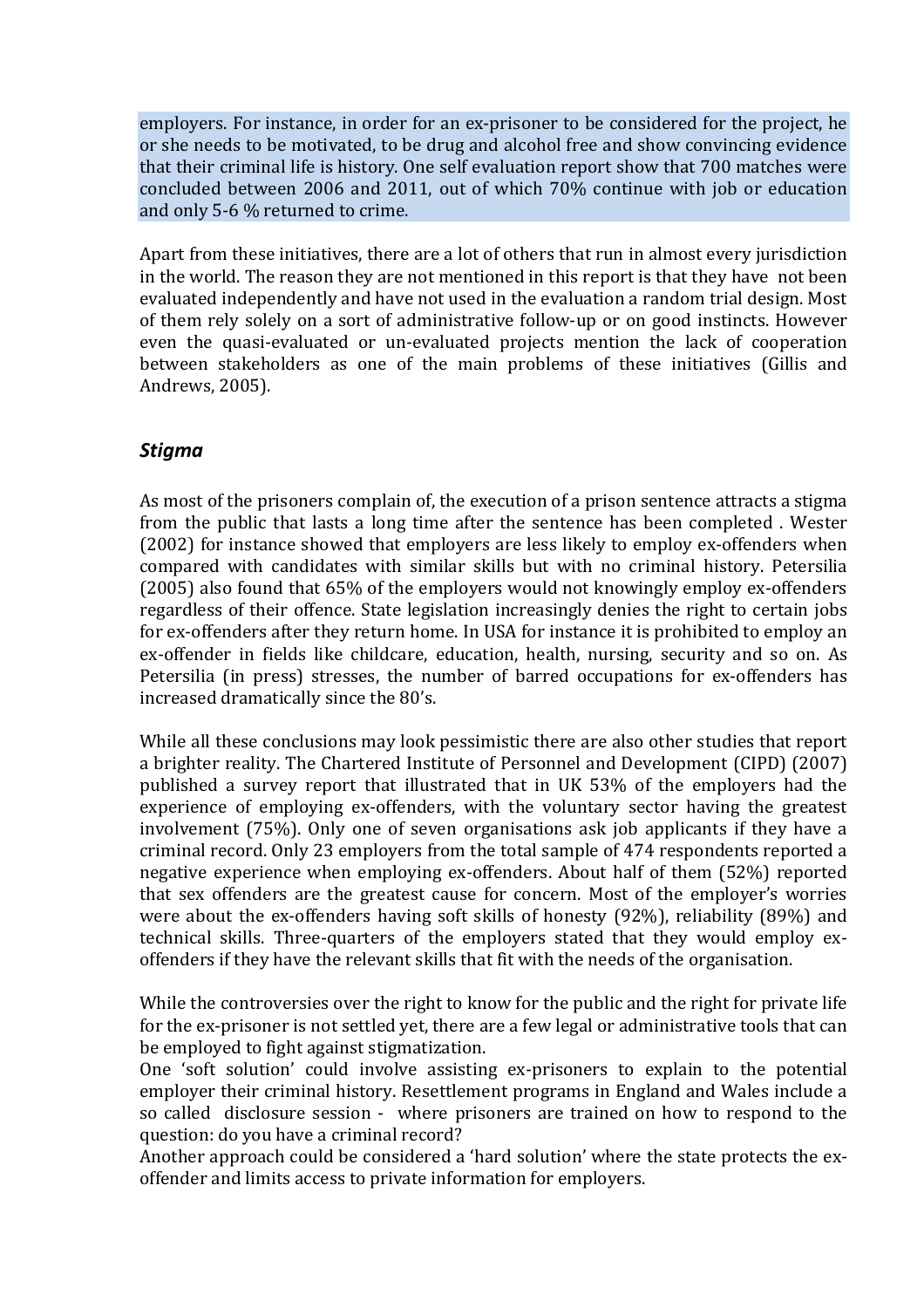employers. For instance, in order for an ex-prisoner to be considered for the project, he or she needs to be motivated, to be drug and alcohol free and show convincing evidence that their criminal life is history. One self evaluation report show that 700 matches were concluded between 2006 and 2011, out of which 70% continue with job or education and only 5-6 % returned to crime.

Apart from these initiatives, there are a lot of others that run in almost every jurisdiction in the world. The reason they are not mentioned in this report is that they have not been evaluated independently and have not used in the evaluation a random trial design. Most of them rely solely on a sort of administrative follow-up or on good instincts. However even the quasi-evaluated or un-evaluated projects mention the lack of cooperation between stakeholders as one of the main problems of these initiatives (Gillis and Andrews, 2005).

## *Stigma*

As most of the prisoners complain of, the execution of a prison sentence attracts a stigma from the public that lasts a long time after the sentence has been completed . Wester (2002) for instance showed that employers are less likely to employ ex-offenders when compared with candidates with similar skills but with no criminal history. Petersilia (2005) also found that 65% of the employers would not knowingly employ ex-offenders regardless of their offence. State legislation increasingly denies the right to certain jobs for ex-offenders after they return home. In USA for instance it is prohibited to employ an ex-offender in fields like childcare, education, health, nursing, security and so on. As Petersilia (in press) stresses, the number of barred occupations for ex-offenders has increased dramatically since the 80's.

While all these conclusions may look pessimistic there are also other studies that report a brighter reality. The Chartered Institute of Personnel and Development (CIPD) (2007) published a survey report that illustrated that in UK 53% of the employers had the experience of employing ex-offenders, with the voluntary sector having the greatest involvement (75%). Only one of seven organisations ask job applicants if they have a criminal record. Only 23 employers from the total sample of 474 respondents reported a negative experience when employing ex-offenders. About half of them (52%) reported that sex offenders are the greatest cause for concern. Most of the employer's worries were about the ex-offenders having soft skills of honesty (92%), reliability (89%) and technical skills. Three-quarters of the employers stated that they would employ ex-offenders if they have the relevant skills that fit with the needs of the organisation.

While the controversies over the right to know for the public and the right for private life for the ex-prisoner is not settled yet, there are a few legal or administrative tools that can be employed to fight against stigmatization.

One 'soft solution' could involve assisting ex-prisoners to explain to the potential employer their criminal history. Resettlement programs in England and Wales include a so called disclosure session - where prisoners are trained on how to respond to the question: do you have a criminal record?

Another approach could be considered a 'hard solution' where the state protects the ex-offender and limits access to private information for employers.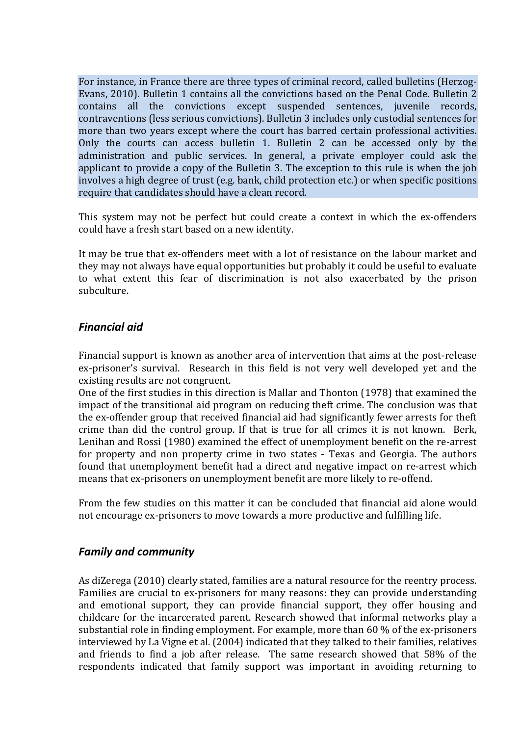For instance, in France there are three types of criminal record, called bulletins (Herzog-Evans, 2010). Bulletin 1 contains all the convictions based on the Penal Code. Bulletin 2 contains all the convictions except suspended sentences, juvenile records, contraventions (less serious convictions). Bulletin 3 includes only custodial sentences for more than two years except where the court has barred certain professional activities. Only the courts can access bulletin 1. Bulletin 2 can be accessed only by the administration and public services. In general, a private employer could ask the applicant to provide a copy of the Bulletin 3. The exception to this rule is when the job involves a high degree of trust (e.g. bank, child protection etc.) or when specific positions require that candidates should have a clean record.

This system may not be perfect but could create a context in which the ex-offenders could have a fresh start based on a new identity.

It may be true that ex-offenders meet with a lot of resistance on the labour market and they may not always have equal opportunities but probably it could be useful to evaluate to what extent this fear of discrimination is not also exacerbated by the prison subculture.

### *Financial aid*

Financial support is known as another area of intervention that aims at the post-release ex-prisoner's survival. Research in this field is not very well developed yet and the existing results are not congruent.
One of the first studies in this direction is Mallar and Thonton (1978) that examined the impact of the transitional aid program on reducing theft crime. The conclusion was that the ex-offender group that received financial aid had significantly fewer arrests for theft crime than did the control group. If that is true for all crimes it is not known. Berk, Lenihan and Rossi (1980) examined the effect of unemployment benefit on the re-arrest for property and non property crime in two states - Texas and Georgia. The authors found that unemployment benefit had a direct and negative impact on re-arrest which means that ex-prisoners on unemployment benefit are more likely to re-offend.

From the few studies on this matter it can be concluded that financial aid alone would not encourage ex-prisoners to move towards a more productive and fulfilling life.

### *Family and community*

As diZerega (2010) clearly stated, families are a natural resource for the reentry process. Families are crucial to ex-prisoners for many reasons: they can provide understanding and emotional support, they can provide financial support, they offer housing and childcare for the incarcerated parent. Research showed that informal networks play a substantial role in finding employment. For example, more than 60 % of the ex-prisoners interviewed by La Vigne et al. (2004) indicated that they talked to their families, relatives and friends to find a job after release. The same research showed that 58% of the respondents indicated that family support was important in avoiding returning to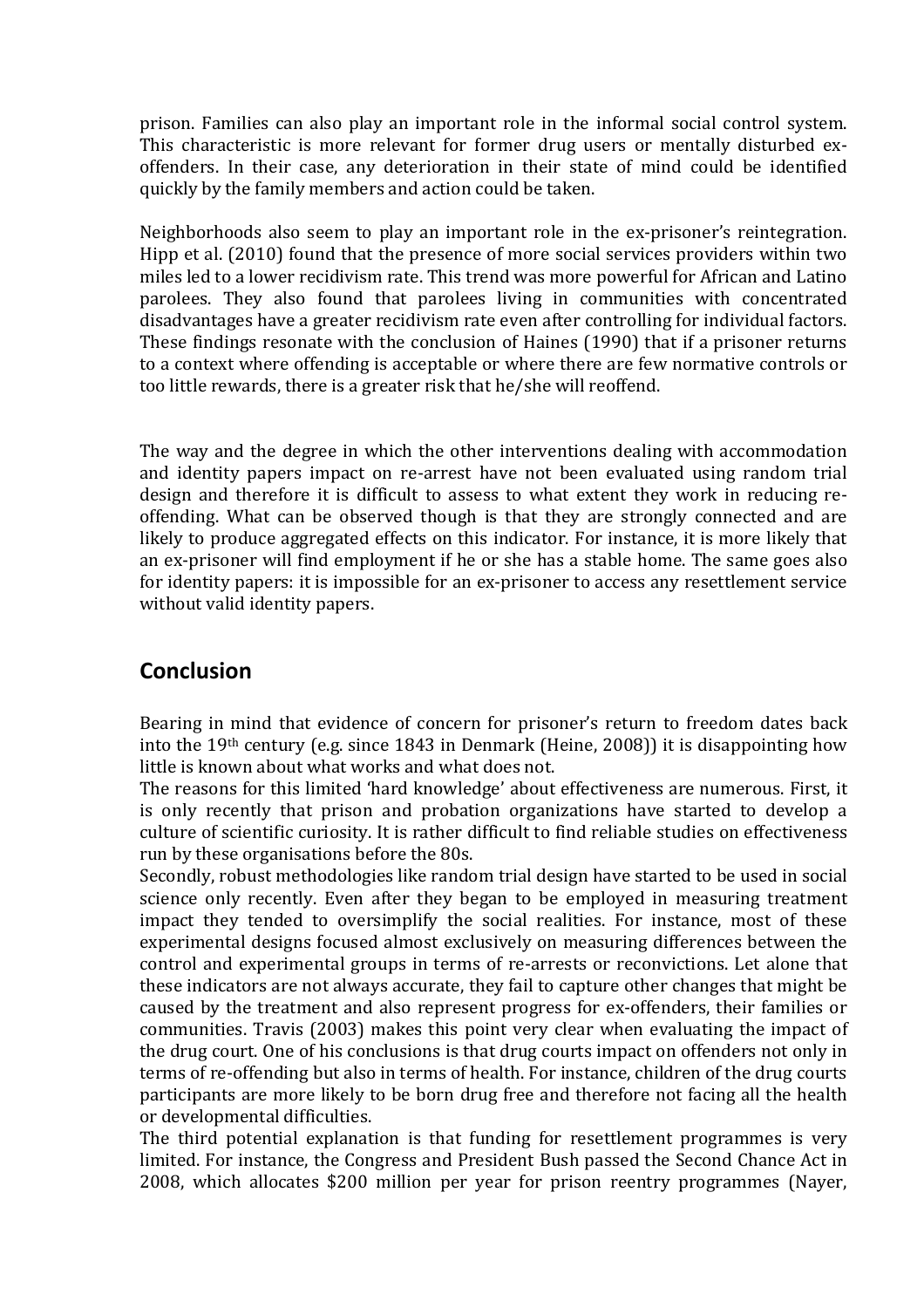prison. Families can also play an important role in the informal social control system. This characteristic is more relevant for former drug users or mentally disturbed ex-offenders. In their case, any deterioration in their state of mind could be identified quickly by the family members and action could be taken.

Neighborhoods also seem to play an important role in the ex-prisoner's reintegration. Hipp et al. (2010) found that the presence of more social services providers within two miles led to a lower recidivism rate. This trend was more powerful for African and Latino parolees. They also found that parolees living in communities with concentrated disadvantages have a greater recidivism rate even after controlling for individual factors. These findings resonate with the conclusion of Haines (1990) that if a prisoner returns to a context where offending is acceptable or where there are few normative controls or too little rewards, there is a greater risk that he/she will reoffend.

The way and the degree in which the other interventions dealing with accommodation and identity papers impact on re-arrest have not been evaluated using random trial design and therefore it is difficult to assess to what extent they work in reducing re-offending. What can be observed though is that they are strongly connected and are likely to produce aggregated effects on this indicator. For instance, it is more likely that an ex-prisoner will find employment if he or she has a stable home. The same goes also for identity papers: it is impossible for an ex-prisoner to access any resettlement service without valid identity papers.

## Conclusion

Bearing in mind that evidence of concern for prisoner's return to freedom dates back into the 19th century (e.g. since 1843 in Denmark (Heine, 2008)) it is disappointing how little is known about what works and what does not.

The reasons for this limited 'hard knowledge' about effectiveness are numerous. First, it is only recently that prison and probation organizations have started to develop a culture of scientific curiosity. It is rather difficult to find reliable studies on effectiveness run by these organisations before the 80s.

Secondly, robust methodologies like random trial design have started to be used in social science only recently. Even after they began to be employed in measuring treatment impact they tended to oversimplify the social realities. For instance, most of these experimental designs focused almost exclusively on measuring differences between the control and experimental groups in terms of re-arrests or reconvictions. Let alone that these indicators are not always accurate, they fail to capture other changes that might be caused by the treatment and also represent progress for ex-offenders, their families or communities. Travis (2003) makes this point very clear when evaluating the impact of the drug court. One of his conclusions is that drug courts impact on offenders not only in terms of re-offending but also in terms of health. For instance, children of the drug courts participants are more likely to be born drug free and therefore not facing all the health or developmental difficulties.

The third potential explanation is that funding for resettlement programmes is very limited. For instance, the Congress and President Bush passed the Second Chance Act in 2008, which allocates $200 million per year for prison reentry programmes (Nayer,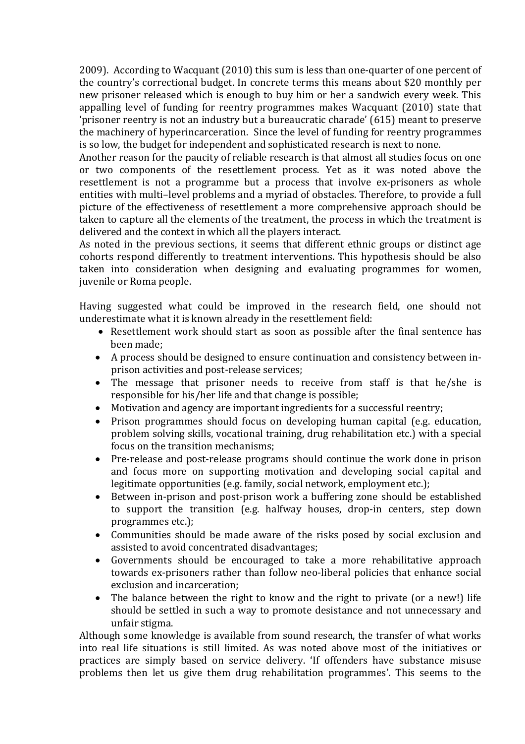2009). According to Wacquant (2010) this sum is less than one-quarter of one percent of the country's correctional budget. In concrete terms this means about $20 monthly per new prisoner released which is enough to buy him or her a sandwich every week. This appalling level of funding for reentry programmes makes Wacquant (2010) state that 'prisoner reentry is not an industry but a bureaucratic charade' (615) meant to preserve the machinery of hyperincarceration. Since the level of funding for reentry programmes is so low, the budget for independent and sophisticated research is next to none.

Another reason for the paucity of reliable research is that almost all studies focus on one or two components of the resettlement process. Yet as it was noted above the resettlement is not a programme but a process that involve ex-prisoners as whole entities with multi–level problems and a myriad of obstacles. Therefore, to provide a full picture of the effectiveness of resettlement a more comprehensive approach should be taken to capture all the elements of the treatment, the process in which the treatment is delivered and the context in which all the players interact.

As noted in the previous sections, it seems that different ethnic groups or distinct age cohorts respond differently to treatment interventions. This hypothesis should be also taken into consideration when designing and evaluating programmes for women, juvenile or Roma people.

Having suggested what could be improved in the research field, one should not underestimate what it is known already in the resettlement field:

- Resettlement work should start as soon as possible after the final sentence has been made;
- A process should be designed to ensure continuation and consistency between in-prison activities and post-release services;
- The message that prisoner needs to receive from staff is that he/she is responsible for his/her life and that change is possible;
- Motivation and agency are important ingredients for a successful reentry;
- Prison programmes should focus on developing human capital (e.g. education, problem solving skills, vocational training, drug rehabilitation etc.) with a special focus on the transition mechanisms;
- Pre-release and post-release programs should continue the work done in prison and focus more on supporting motivation and developing social capital and legitimate opportunities (e.g. family, social network, employment etc.);
- Between in-prison and post-prison work a buffering zone should be established to support the transition (e.g. halfway houses, drop-in centers, step down programmes etc.);
- Communities should be made aware of the risks posed by social exclusion and assisted to avoid concentrated disadvantages;
- Governments should be encouraged to take a more rehabilitative approach towards ex-prisoners rather than follow neo-liberal policies that enhance social exclusion and incarceration;
- The balance between the right to know and the right to private (or a new!) life should be settled in such a way to promote desistance and not unnecessary and unfair stigma.

Although some knowledge is available from sound research, the transfer of what works into real life situations is still limited. As was noted above most of the initiatives or practices are simply based on service delivery. 'If offenders have substance misuse problems then let us give them drug rehabilitation programmes'. This seems to the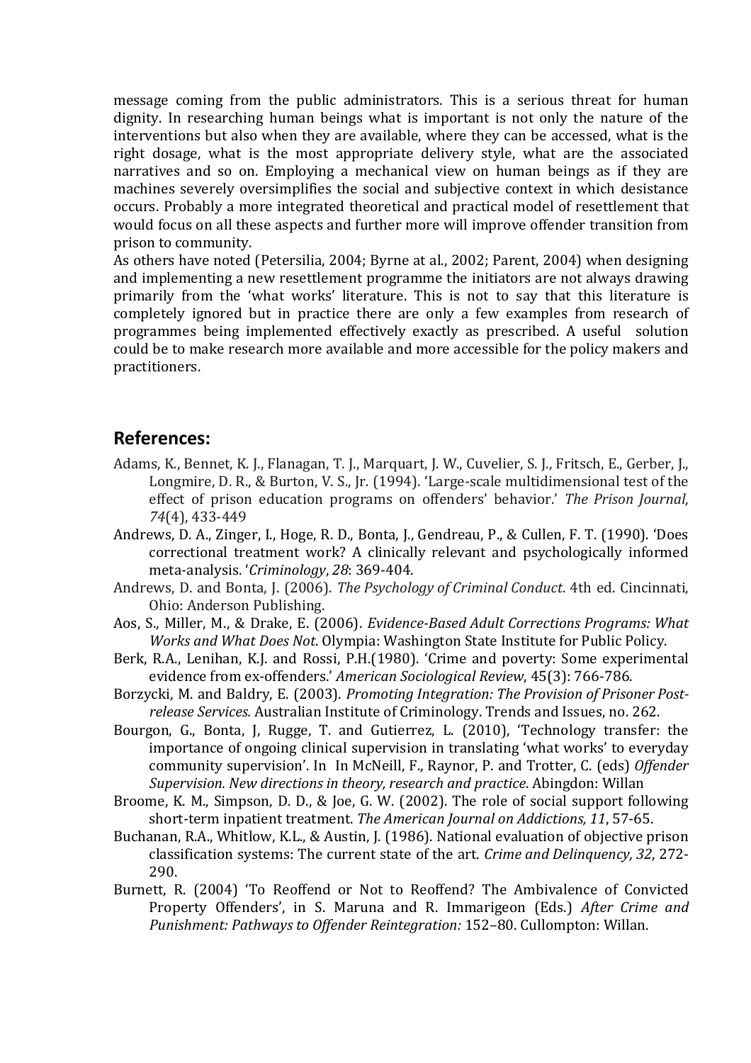message coming from the public administrators. This is a serious threat for human dignity. In researching human beings what is important is not only the nature of the interventions but also when they are available, where they can be accessed, what is the right dosage, what is the most appropriate delivery style, what are the associated narratives and so on. Employing a mechanical view on human beings as if they are machines severely oversimplifies the social and subjective context in which desistance occurs. Probably a more integrated theoretical and practical model of resettlement that would focus on all these aspects and further more will improve offender transition from prison to community.

As others have noted (Petersilia, 2004; Byrne at al., 2002; Parent, 2004) when designing and implementing a new resettlement programme the initiators are not always drawing primarily from the 'what works' literature. This is not to say that this literature is completely ignored but in practice there are only a few examples from research of programmes being implemented effectively exactly as prescribed. A useful solution could be to make research more available and more accessible for the policy makers and practitioners.

## References:

Adams, K., Bennet, K. J., Flanagan, T. J., Marquart, J. W., Cuvelier, S. J., Fritsch, E., Gerber, J., Longmire, D. R., & Burton, V. S., Jr. (1994). 'Large-scale multidimensional test of the effect of prison education programs on offenders' behavior.' *The Prison Journal*, *74*(4), 433-449

Andrews, D. A., Zinger, I., Hoge, R. D., Bonta, J., Gendreau, P., & Cullen, F. T. (1990). 'Does correctional treatment work? A clinically relevant and psychologically informed meta-analysis. '*Criminology*, *28*: 369-404.

Andrews, D. and Bonta, J. (2006). *The Psychology of Criminal Conduct*. 4th ed. Cincinnati, Ohio: Anderson Publishing.

Aos, S., Miller, M., & Drake, E. (2006). *Evidence-Based Adult Corrections Programs: What Works and What Does Not*. Olympia: Washington State Institute for Public Policy.

Berk, R.A., Lenihan, K.J. and Rossi, P.H.(1980). 'Crime and poverty: Some experimental evidence from ex-offenders.' *American Sociological Review*, 45(3): 766-786.

Borzycki, M. and Baldry, E. (2003). *Promoting Integration: The Provision of Prisoner Post-release Services.* Australian Institute of Criminology. Trends and Issues, no. 262.

Bourgon, G., Bonta, J, Rugge, T. and Gutierrez, L. (2010), 'Technology transfer: the importance of ongoing clinical supervision in translating 'what works' to everyday community supervision'. In In McNeill, F., Raynor, P. and Trotter, C. (eds) *Offender Supervision. New directions in theory, research and practice*. Abingdon: Willan

Broome, K. M., Simpson, D. D., & Joe, G. W. (2002). The role of social support following short-term inpatient treatment. *The American Journal on Addictions, 11*, 57-65.

Buchanan, R.A., Whitlow, K.L., & Austin, J. (1986). National evaluation of objective prison classification systems: The current state of the art. *Crime and Delinquency, 32*, 272-290.

Burnett, R. (2004) 'To Reoffend or Not to Reoffend? The Ambivalence of Convicted Property Offenders', in S. Maruna and R. Immarigeon (Eds.) *After Crime and Punishment: Pathways to Offender Reintegration:* 152–80. Cullompton: Willan.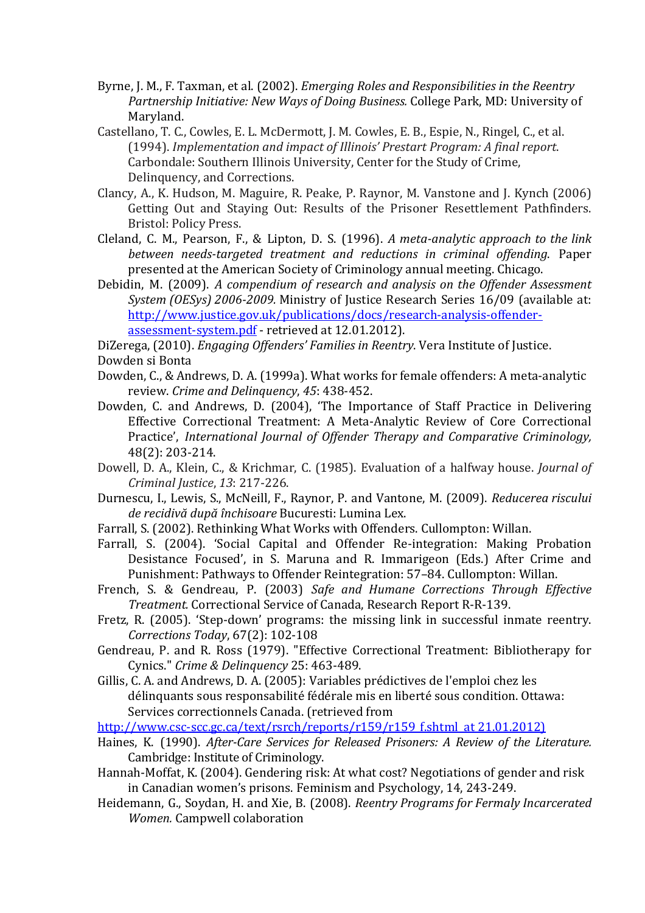Byrne, J. M., F. Taxman, et al. (2002). *Emerging Roles and Responsibilities in the Reentry Partnership Initiative: New Ways of Doing Business.* College Park, MD: University of Maryland.

Castellano, T. C., Cowles, E. L. McDermott, J. M. Cowles, E. B., Espie, N., Ringel, C., et al. (1994). *Implementation and impact of Illinois' Prestart Program: A final report*. Carbondale: Southern Illinois University, Center for the Study of Crime, Delinquency, and Corrections.

Clancy, A., K. Hudson, M. Maguire, R. Peake, P. Raynor, M. Vanstone and J. Kynch (2006) Getting Out and Staying Out: Results of the Prisoner Resettlement Pathfinders. Bristol: Policy Press.

Cleland, C. M., Pearson, F., & Lipton, D. S. (1996). *A meta-analytic approach to the link between needs-targeted treatment and reductions in criminal offending*. Paper presented at the American Society of Criminology annual meeting. Chicago.

Debidin, M. (2009). *A compendium of research and analysis on the Offender Assessment System (OESys) 2006-2009.* Ministry of Justice Research Series 16/09 (available at: [http://www.justice.gov.uk/publications/docs/research-analysis-offender-assessment-system.pdf](http://www.justice.gov.uk/publications/docs/research-analysis-offender-assessment-system.pdf) - retrieved at 12.01.2012).

DiZerega, (2010). *Engaging Offenders' Families in Reentry*. Vera Institute of Justice.

Dowden si Bonta

Dowden, C., & Andrews, D. A. (1999a). What works for female offenders: A meta-analytic review. *Crime and Delinquency*, *45*: 438-452.

Dowden, C. and Andrews, D. (2004), 'The Importance of Staff Practice in Delivering Effective Correctional Treatment: A Meta-Analytic Review of Core Correctional Practice', *International Journal of Offender Therapy and Comparative Criminology,* 48(2): 203-214.

Dowell, D. A., Klein, C., & Krichmar, C. (1985). Evaluation of a halfway house. *Journal of Criminal Justice*, *13*: 217-226.

Durnescu, I., Lewis, S., McNeill, F., Raynor, P. and Vantone, M. (2009). *Reducerea riscului de recidivă după închisoare* Bucuresti: Lumina Lex.

Farrall, S. (2002). Rethinking What Works with Offenders. Cullompton: Willan.

Farrall, S. (2004). 'Social Capital and Offender Re-integration: Making Probation Desistance Focused', in S. Maruna and R. Immarigeon (Eds.) After Crime and Punishment: Pathways to Offender Reintegration: 57–84. Cullompton: Willan.

French, S. & Gendreau, P. (2003) *Safe and Humane Corrections Through Effective Treatment.* Correctional Service of Canada, Research Report R-R-139.

Fretz, R. (2005). 'Step-down' programs: the missing link in successful inmate reentry. *Corrections Today*, 67(2): 102-108

Gendreau, P. and R. Ross (1979). "Effective Correctional Treatment: Bibliotherapy for Cynics." *Crime & Delinquency* 25: 463-489.

Gillis, C. A. and Andrews, D. A. (2005): Variables prédictives de l'emploi chez les délinquants sous responsabilité fédérale mis en liberté sous condition. Ottawa: Services correctionnels Canada. (retrieved from [http://www.csc-scc.gc.ca/text/rsrch/reports/r159/r159_f.shtml at 21.01.2012)](http://www.csc-scc.gc.ca/text/rsrch/reports/r159/r159_f.shtml)

Haines, K. (1990). *After-Care Services for Released Prisoners: A Review of the Literature.* Cambridge: Institute of Criminology.

Hannah-Moffat, K. (2004). Gendering risk: At what cost? Negotiations of gender and risk in Canadian women's prisons. Feminism and Psychology, 14, 243-249.

Heidemann, G., Soydan, H. and Xie, B. (2008). *Reentry Programs for Fermaly Incarcerated Women.* Campwell colaboration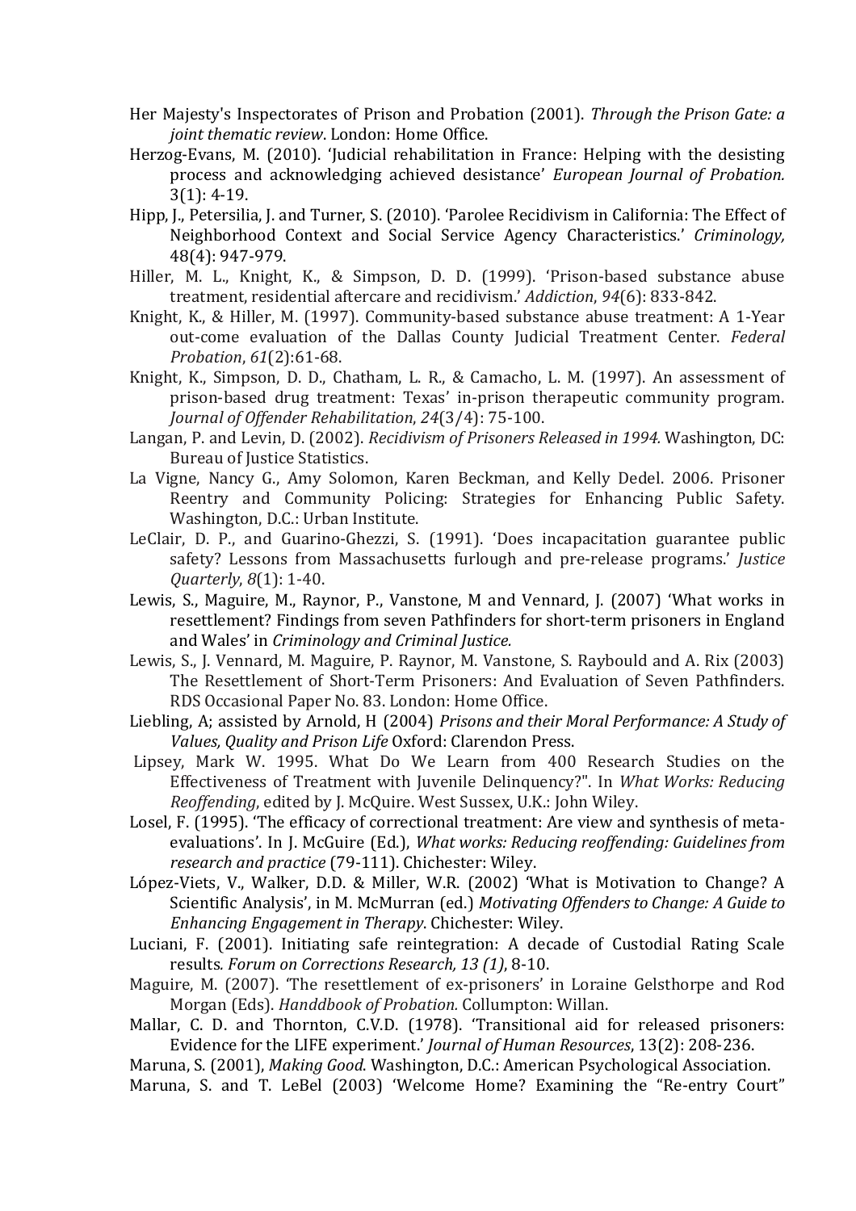Her Majesty's Inspectorates of Prison and Probation (2001). *Through the Prison Gate: a joint thematic review*. London: Home Office.

Herzog-Evans, M. (2010). 'Judicial rehabilitation in France: Helping with the desisting process and acknowledging achieved desistance' *European Journal of Probation.* 3(1): 4-19.

Hipp, J., Petersilia, J. and Turner, S. (2010). 'Parolee Recidivism in California: The Effect of Neighborhood Context and Social Service Agency Characteristics.' *Criminology,* 48(4): 947-979.

Hiller, M. L., Knight, K., & Simpson, D. D. (1999). 'Prison-based substance abuse treatment, residential aftercare and recidivism.' *Addiction*, *94*(6): 833-842.

Knight, K., & Hiller, M. (1997). Community-based substance abuse treatment: A 1-Year out-come evaluation of the Dallas County Judicial Treatment Center. *Federal Probation*, *61*(2):61-68.

Knight, K., Simpson, D. D., Chatham, L. R., & Camacho, L. M. (1997). An assessment of prison-based drug treatment: Texas' in-prison therapeutic community program. *Journal of Offender Rehabilitation*, *24*(3/4): 75-100.

Langan, P. and Levin, D. (2002). *Recidivism of Prisoners Released in 1994.* Washington, DC: Bureau of Justice Statistics.

La Vigne, Nancy G., Amy Solomon, Karen Beckman, and Kelly Dedel. 2006. Prisoner Reentry and Community Policing: Strategies for Enhancing Public Safety. Washington, D.C.: Urban Institute.

LeClair, D. P., and Guarino-Ghezzi, S. (1991). 'Does incapacitation guarantee public safety? Lessons from Massachusetts furlough and pre-release programs.' *Justice Quarterly*, *8*(1): 1-40.

Lewis, S., Maguire, M., Raynor, P., Vanstone, M and Vennard, J. (2007) 'What works in resettlement? Findings from seven Pathfinders for short-term prisoners in England and Wales' in *Criminology and Criminal Justice.*

Lewis, S., J. Vennard, M. Maguire, P. Raynor, M. Vanstone, S. Raybould and A. Rix (2003) The Resettlement of Short-Term Prisoners: And Evaluation of Seven Pathfinders. RDS Occasional Paper No. 83. London: Home Office.

Liebling, A; assisted by Arnold, H (2004) *Prisons and their Moral Performance: A Study of Values, Quality and Prison Life* Oxford: Clarendon Press.

Lipsey, Mark W. 1995. What Do We Learn from 400 Research Studies on the Effectiveness of Treatment with Juvenile Delinquency?". In *What Works: Reducing Reoffending*, edited by J. McQuire. West Sussex, U.K.: John Wiley.

Losel, F. (1995). 'The efficacy of correctional treatment: Are view and synthesis of meta-evaluations'. In J. McGuire (Ed.), *What works: Reducing reoffending: Guidelines from research and practice* (79-111). Chichester: Wiley.

López-Viets, V., Walker, D.D. & Miller, W.R. (2002) 'What is Motivation to Change? A Scientific Analysis', in M. McMurran (ed.) *Motivating Offenders to Change: A Guide to Enhancing Engagement in Therapy*. Chichester: Wiley.

Luciani, F. (2001). Initiating safe reintegration: A decade of Custodial Rating Scale results*. Forum on Corrections Research, 13 (1)*, 8-10.

Maguire, M. (2007). 'The resettlement of ex-prisoners' in Loraine Gelsthorpe and Rod Morgan (Eds). *Handdbook of Probation.* Collumpton: Willan.

Mallar, C. D. and Thornton, C.V.D. (1978). 'Transitional aid for released prisoners: Evidence for the LIFE experiment.' *Journal of Human Resources*, 13(2): 208-236.

Maruna, S. (2001), *Making Good*. Washington, D.C.: American Psychological Association.

Maruna, S. and T. LeBel (2003) 'Welcome Home? Examining the "Re-entry Court"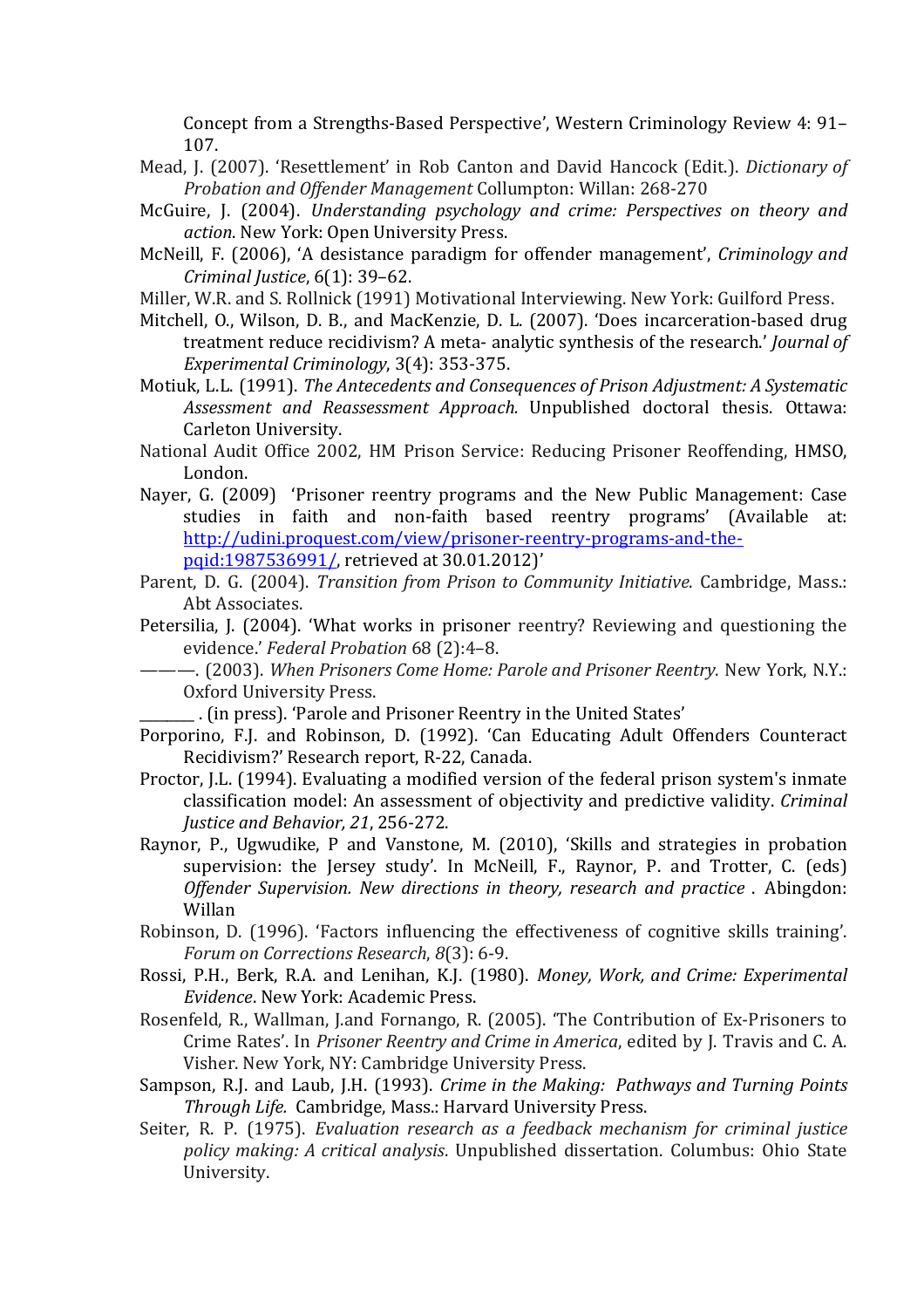Concept from a Strengths-Based Perspective', Western Criminology Review 4: 91–107.

Mead, J. (2007). 'Resettlement' in Rob Canton and David Hancock (Edit.). *Dictionary of Probation and Offender Management* Collumpton: Willan: 268-270

McGuire, J. (2004). *Understanding psychology and crime: Perspectives on theory and action*. New York: Open University Press.

McNeill, F. (2006), 'A desistance paradigm for offender management', *Criminology and Criminal Justice*, 6(1): 39–62.

Miller, W.R. and S. Rollnick (1991) Motivational Interviewing. New York: Guilford Press.

Mitchell, O., Wilson, D. B., and MacKenzie, D. L. (2007). 'Does incarceration-based drug treatment reduce recidivism? A meta- analytic synthesis of the research.' *Journal of Experimental Criminology*, 3(4): 353-375.

Motiuk, L.L. (1991). *The Antecedents and Consequences of Prison Adjustment: A Systematic Assessment and Reassessment Approach.* Unpublished doctoral thesis. Ottawa: Carleton University.

National Audit Office 2002, HM Prison Service: Reducing Prisoner Reoffending, HMSO, London.

Nayer, G. (2009) 'Prisoner reentry programs and the New Public Management: Case studies in faith and non-faith based reentry programs' (Available at: [http://udini.proquest.com/view/prisoner-reentry-programs-and-the-pqid:1987536991/](http://udini.proquest.com/view/prisoner-reentry-programs-and-the-pqid:1987536991/), retrieved at 30.01.2012)'

Parent, D. G. (2004). *Transition from Prison to Community Initiative*. Cambridge, Mass.: Abt Associates.

Petersilia, J. (2004). 'What works in prisoner reentry? Reviewing and questioning the evidence.' *Federal Probation* 68 (2):4–8.

———. (2003). *When Prisoners Come Home: Parole and Prisoner Reentry*. New York, N.Y.: Oxford University Press.

_______ . (in press). 'Parole and Prisoner Reentry in the United States'

Porporino, F.J. and Robinson, D. (1992). 'Can Educating Adult Offenders Counteract Recidivism?' Research report, R-22, Canada.

Proctor, J.L. (1994). Evaluating a modified version of the federal prison system's inmate classification model: An assessment of objectivity and predictive validity. *Criminal Justice and Behavior, 21*, 256-272.

Raynor, P., Ugwudike, P and Vanstone, M. (2010), 'Skills and strategies in probation supervision: the Jersey study'. In McNeill, F., Raynor, P. and Trotter, C. (eds) *Offender Supervision. New directions in theory, research and practice* . Abingdon: Willan

Robinson, D. (1996). 'Factors influencing the effectiveness of cognitive skills training'. *Forum on Corrections Research, 8*(3): 6-9.

Rossi, P.H., Berk, R.A. and Lenihan, K.J. (1980). *Money, Work, and Crime: Experimental Evidence*. New York: Academic Press.

Rosenfeld, R., Wallman, J.and Fornango, R. (2005). 'The Contribution of Ex-Prisoners to Crime Rates'. In *Prisoner Reentry and Crime in America*, edited by J. Travis and C. A. Visher. New York, NY: Cambridge University Press.

Sampson, R.J. and Laub, J.H. (1993). *Crime in the Making: Pathways and Turning Points Through Life.* Cambridge, Mass.: Harvard University Press.

Seiter, R. P. (1975). *Evaluation research as a feedback mechanism for criminal justice policy making: A critical analysis*. Unpublished dissertation. Columbus: Ohio State University.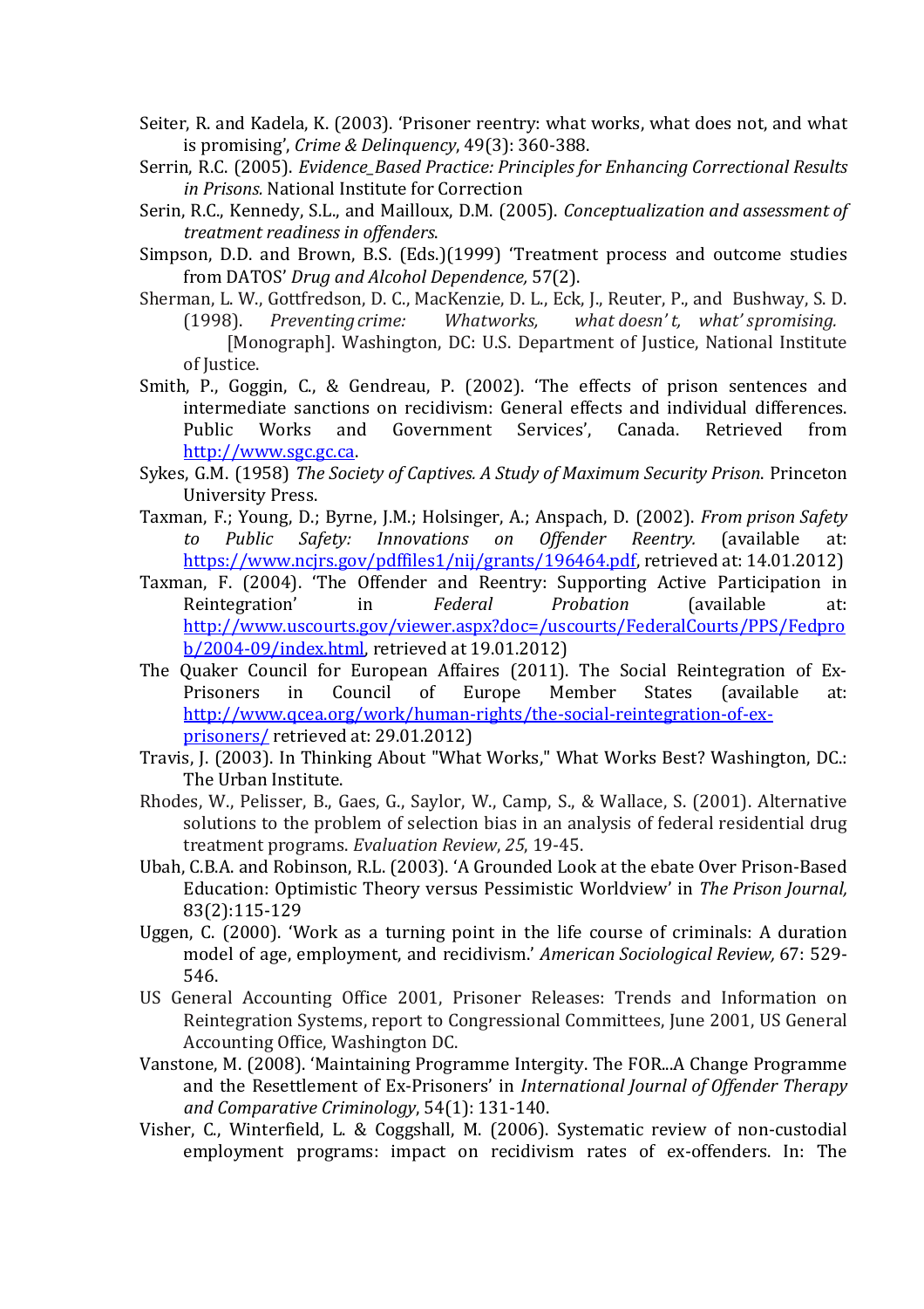Seiter, R. and Kadela, K. (2003). 'Prisoner reentry: what works, what does not, and what is promising', *Crime & Delinquency*, 49(3): 360-388.

Serrin, R.C. (2005). *Evidence_Based Practice: Principles for Enhancing Correctional Results in Prisons.* National Institute for Correction

Serin, R.C., Kennedy, S.L., and Mailloux, D.M. (2005). *Conceptualization and assessment of treatment readiness in offenders.*

Simpson, D.D. and Brown, B.S. (Eds.)(1999) 'Treatment process and outcome studies from DATOS' *Drug and Alcohol Dependence,* 57(2).

Sherman, L. W., Gottfredson, D. C., MacKenzie, D. L., Eck, J., Reuter, P., and Bushway, S. D. (1998). *Preventing crime: Whatworks, what doesn' t, what' spromising.* [Monograph]. Washington, DC: U.S. Department of Justice, National Institute of Justice.

Smith, P., Goggin, C., & Gendreau, P. (2002). 'The effects of prison sentences and intermediate sanctions on recidivism: General effects and individual differences. Public Works and Government Services', Canada. Retrieved from http://www.sgc.gc.ca.

Sykes, G.M. (1958) *The Society of Captives. A Study of Maximum Security Prison*. Princeton University Press.

Taxman, F.; Young, D.; Byrne, J.M.; Holsinger, A.; Anspach, D. (2002). *From prison Safety to Public Safety: Innovations on Offender Reentry.* (available at: https://www.ncjrs.gov/pdffiles1/nij/grants/196464.pdf, retrieved at: 14.01.2012)

Taxman, F. (2004). 'The Offender and Reentry: Supporting Active Participation in Reintegration' in *Federal Probation* (available at: http://www.uscourts.gov/viewer.aspx?doc=/uscourts/FederalCourts/PPS/Fedprob/2004-09/index.html, retrieved at 19.01.2012)

The Quaker Council for European Affaires (2011). The Social Reintegration of Ex-Prisoners in Council of Europe Member States (available at: http://www.qcea.org/work/human-rights/the-social-reintegration-of-ex-prisoners/ retrieved at: 29.01.2012)

Travis, J. (2003). In Thinking About "What Works," What Works Best? Washington, DC.: The Urban Institute.

Rhodes, W., Pelisser, B., Gaes, G., Saylor, W., Camp, S., & Wallace, S. (2001). Alternative solutions to the problem of selection bias in an analysis of federal residential drug treatment programs. *Evaluation Review*, *25*, 19-45.

Ubah, C.B.A. and Robinson, R.L. (2003). 'A Grounded Look at the ebate Over Prison-Based Education: Optimistic Theory versus Pessimistic Worldview' in *The Prison Journal,* 83(2):115-129

Uggen, C. (2000). 'Work as a turning point in the life course of criminals: A duration model of age, employment, and recidivism.' *American Sociological Review,* 67: 529-546.

US General Accounting Office 2001, Prisoner Releases: Trends and Information on Reintegration Systems, report to Congressional Committees, June 2001, US General Accounting Office, Washington DC.

Vanstone, M. (2008). 'Maintaining Programme Intergity. The FOR...A Change Programme and the Resettlement of Ex-Prisoners' in *International Journal of Offender Therapy and Comparative Criminology*, 54(1): 131-140.

Visher, C., Winterfield, L. & Coggshall, M. (2006). Systematic review of non-custodial employment programs: impact on recidivism rates of ex-offenders. In: The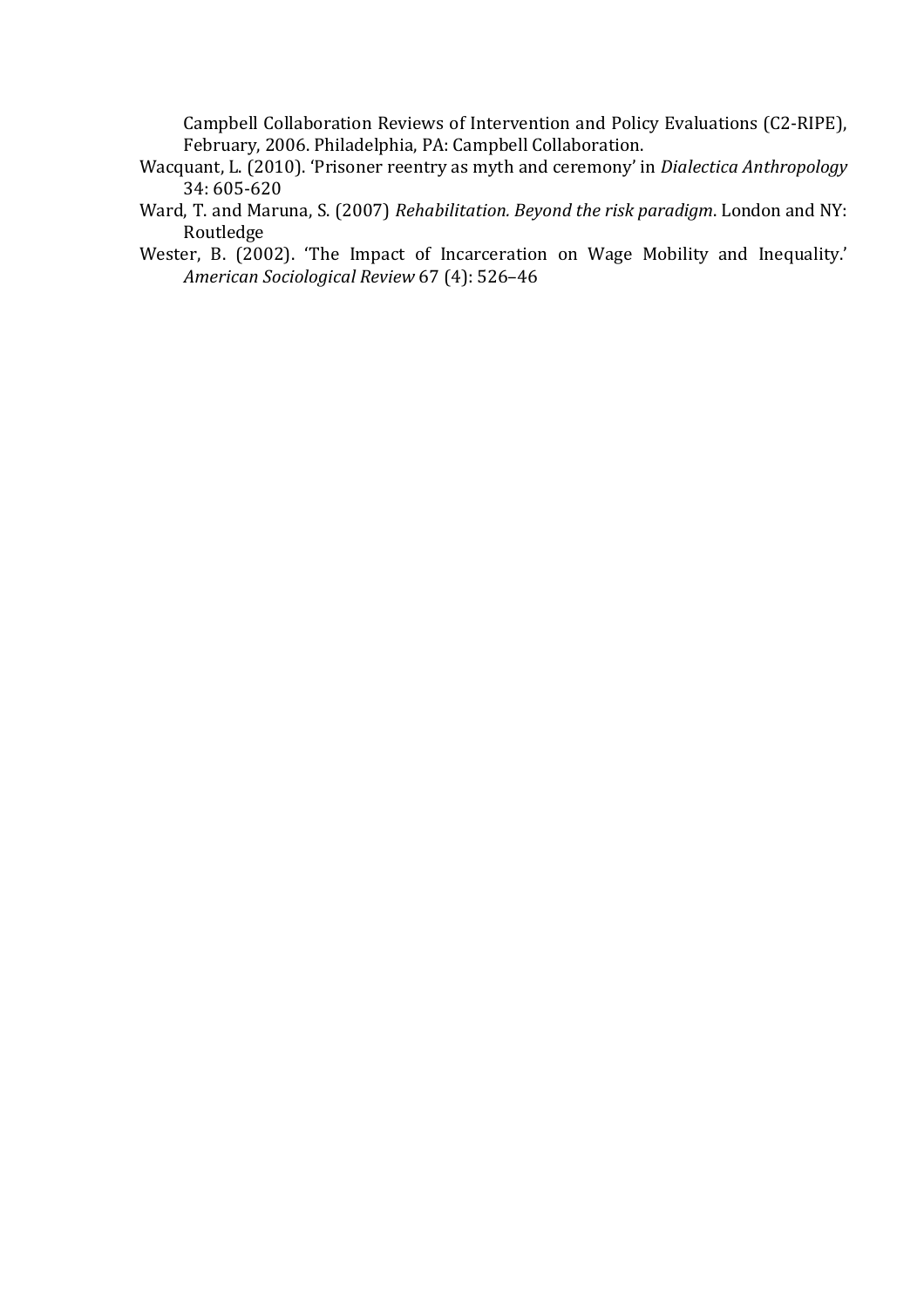Campbell Collaboration Reviews of Intervention and Policy Evaluations (C2-RIPE), February, 2006. Philadelphia, PA: Campbell Collaboration.

Wacquant, L. (2010). 'Prisoner reentry as myth and ceremony' in *Dialectica Anthropology* 34: 605-620

Ward, T. and Maruna, S. (2007) *Rehabilitation. Beyond the risk paradigm*. London and NY: Routledge

Wester, B. (2002). 'The Impact of Incarceration on Wage Mobility and Inequality.' *American Sociological Review* 67 (4): 526–46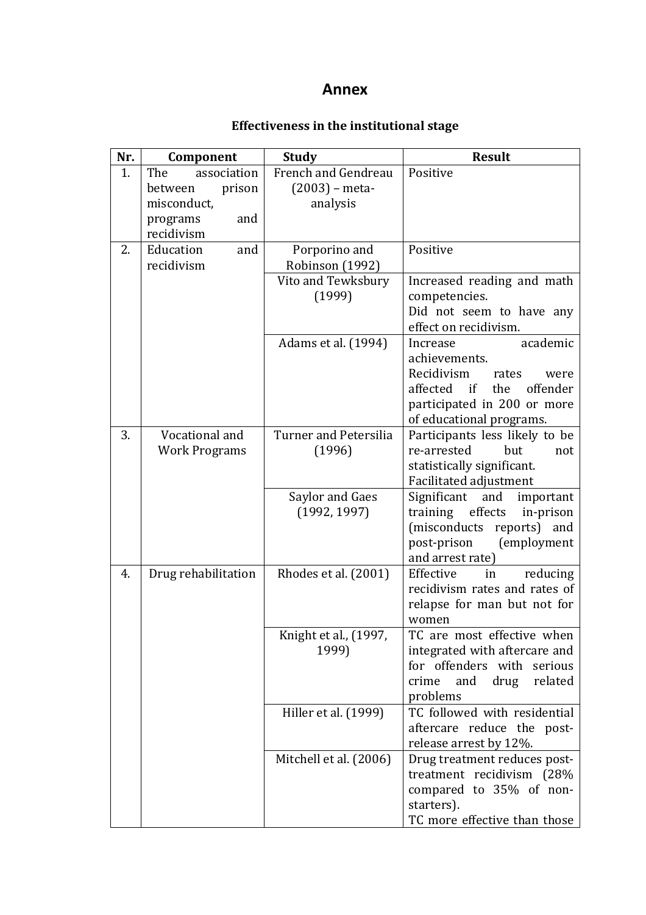# Annex

### Effectiveness in the institutional stage

| Nr. | Component | Study | Result |
|---|---|---|---|
| 1. | The association between prison misconduct, programs and recidivism | French and Gendreau (2003) – meta-analysis | Positive |
| 2. | Education and recidivism | Porporino and Robinson (1992) | Positive |
| | | Vito and Tewksbury (1999) | Increased reading and math competencies. Did not seem to have any effect on recidivism. |
| | | Adams et al. (1994) | Increase academic achievements. Recidivism rates were affected if the offender participated in 200 or more of educational programs. |
| 3. | Vocational and Work Programs | Turner and Petersilia (1996) | Participants less likely to be re-arrested but not statistically significant. Facilitated adjustment |
| | | Saylor and Gaes (1992, 1997) | Significant and important training effects in-prison (misconducts reports) and post-prison (employment and arrest rate) |
| 4. | Drug rehabilitation | Rhodes et al. (2001) | Effective in reducing recidivism rates and rates of relapse for man but not for women |
| | | Knight et al., (1997, 1999) | TC are most effective when integrated with aftercare and for offenders with serious crime and drug related problems |
| | | Hiller et al. (1999) | TC followed with residential aftercare reduce the post-release arrest by 12%. |
| | | Mitchell et al. (2006) | Drug treatment reduces post-treatment recidivism (28% compared to 35% of non-starters). TC more effective than those |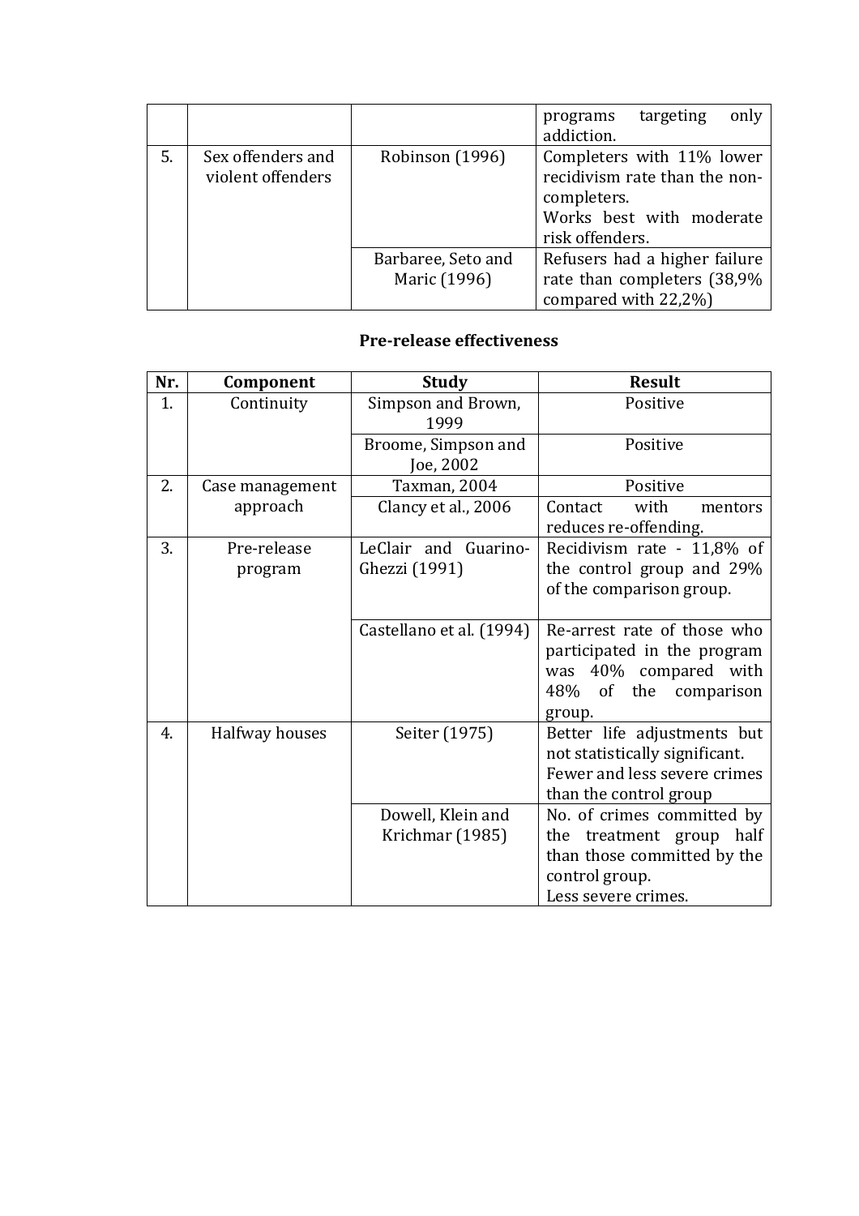| | | | programs targeting only addiction. |
|---|---|---|---|
| 5. | Sex offenders and violent offenders | Robinson (1996) | Completers with 11% lower recidivism rate than the non-completers. Works best with moderate risk offenders. |
| | | Barbaree, Seto and Maric (1996) | Refusers had a higher failure rate than completers (38,9% compared with 22,2%) |

**Pre-release effectiveness**

| Nr. | Component | Study | Result |
|---|---|---|---|
| 1. | Continuity | Simpson and Brown, 1999 | Positive |
| | | Broome, Simpson and Joe, 2002 | Positive |
| 2. | Case management approach | Taxman, 2004 | Positive |
| | | Clancy et al., 2006 | Contact with mentors reduces re-offending. |
| 3. | Pre-release program | LeClair and Guarino-Ghezzi (1991) | Recidivism rate - 11,8% of the control group and 29% of the comparison group. |
| | | Castellano et al. (1994) | Re-arrest rate of those who participated in the program was 40% compared with 48% of the comparison group. |
| 4. | Halfway houses | Seiter (1975) | Better life adjustments but not statistically significant. Fewer and less severe crimes than the control group |
| | | Dowell, Klein and Krichmar (1985) | No. of crimes committed by the treatment group half than those committed by the control group. Less severe crimes. |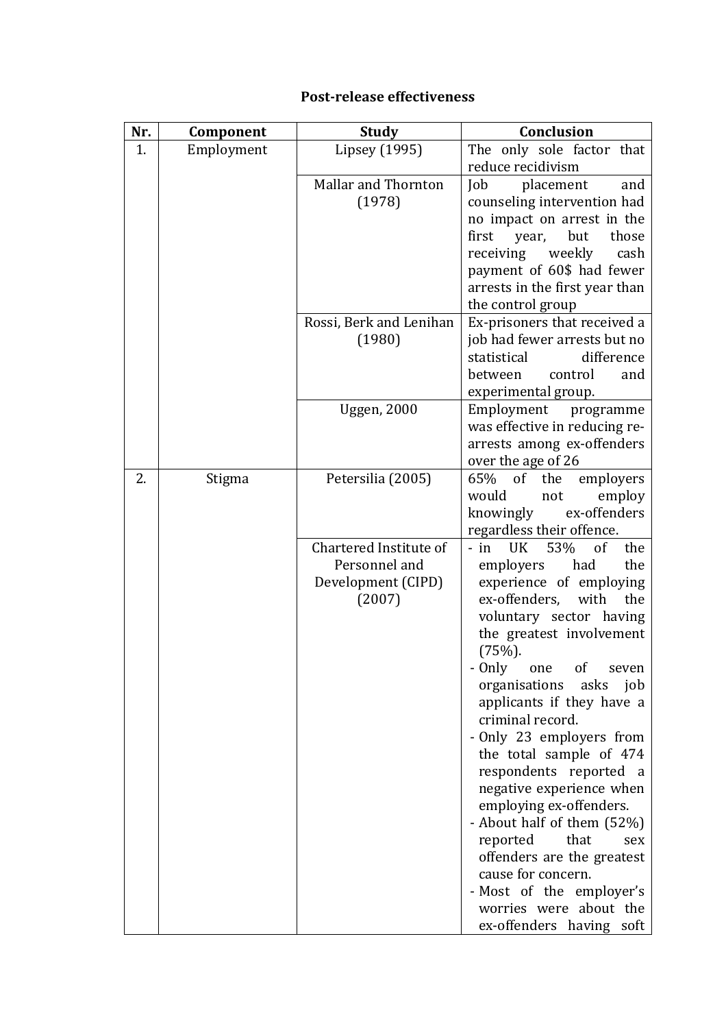**Post-release effectiveness**

| Nr. | Component | Study | Conclusion |
|---|---|---|---|
| 1. | Employment | Lipsey (1995) | The only sole factor that reduce recidivism |
| | | Mallar and Thornton (1978) | Job placement and counseling intervention had no impact on arrest in the first year, but those receiving weekly cash payment of 60$ had fewer arrests in the first year than the control group |
| | | Rossi, Berk and Lenihan (1980) | Ex-prisoners that received a job had fewer arrests but no statistical difference between control and experimental group. |
| | | Uggen, 2000 | Employment programme was effective in reducing re-arrests among ex-offenders over the age of 26 |
| 2. | Stigma | Petersilia (2005) | 65% of the employers would not employ knowingly ex-offenders regardless their offence. |
| | | Chartered Institute of Personnel and Development (CIPD) (2007) | - in UK 53% of the employers had the experience of employing ex-offenders, with the voluntary sector having the greatest involvement (75%).<br>- Only one of seven organisations asks job applicants if they have a criminal record.<br>- Only 23 employers from the total sample of 474 respondents reported a negative experience when employing ex-offenders.<br>- About half of them (52%) reported that sex offenders are the greatest cause for concern.<br>- Most of the employer's worries were about the ex-offenders having soft |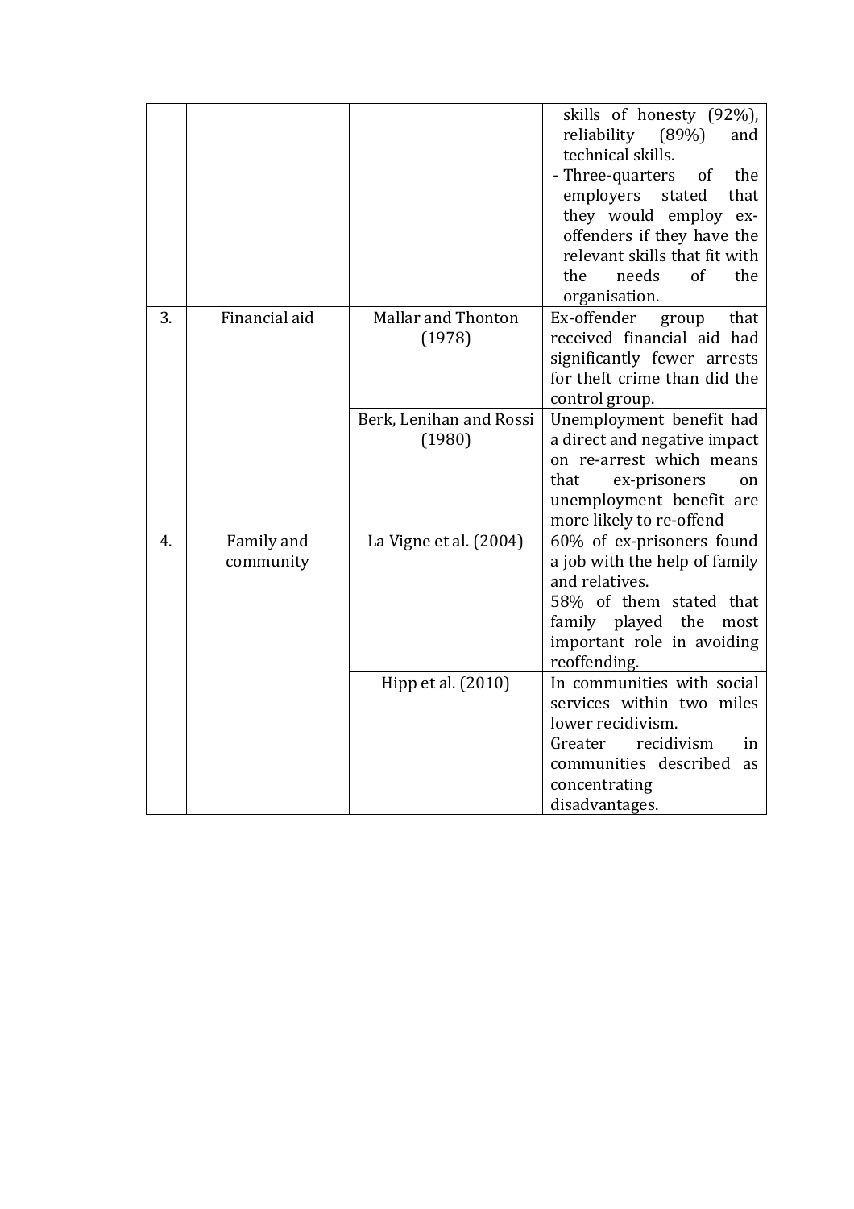| | | | |
|---|---|---|---|
| | | | skills of honesty (92%), reliability (89%) and technical skills.<br>- Three-quarters of the employers stated that they would employ ex-offenders if they have the relevant skills that fit with the needs of the organisation. |
| 3. | Financial aid | Mallar and Thonton (1978) | Ex-offender group that received financial aid had significantly fewer arrests for theft crime than did the control group. |
| | | Berk, Lenihan and Rossi (1980) | Unemployment benefit had a direct and negative impact on re-arrest which means that ex-prisoners on unemployment benefit are more likely to re-offend |
| 4. | Family and community | La Vigne et al. (2004) | 60% of ex-prisoners found a job with the help of family and relatives.<br>58% of them stated that family played the most important role in avoiding reoffending. |
| | | Hipp et al. (2010) | In communities with social services within two miles lower recidivism.<br>Greater recidivism in communities described as concentrating disadvantages. |